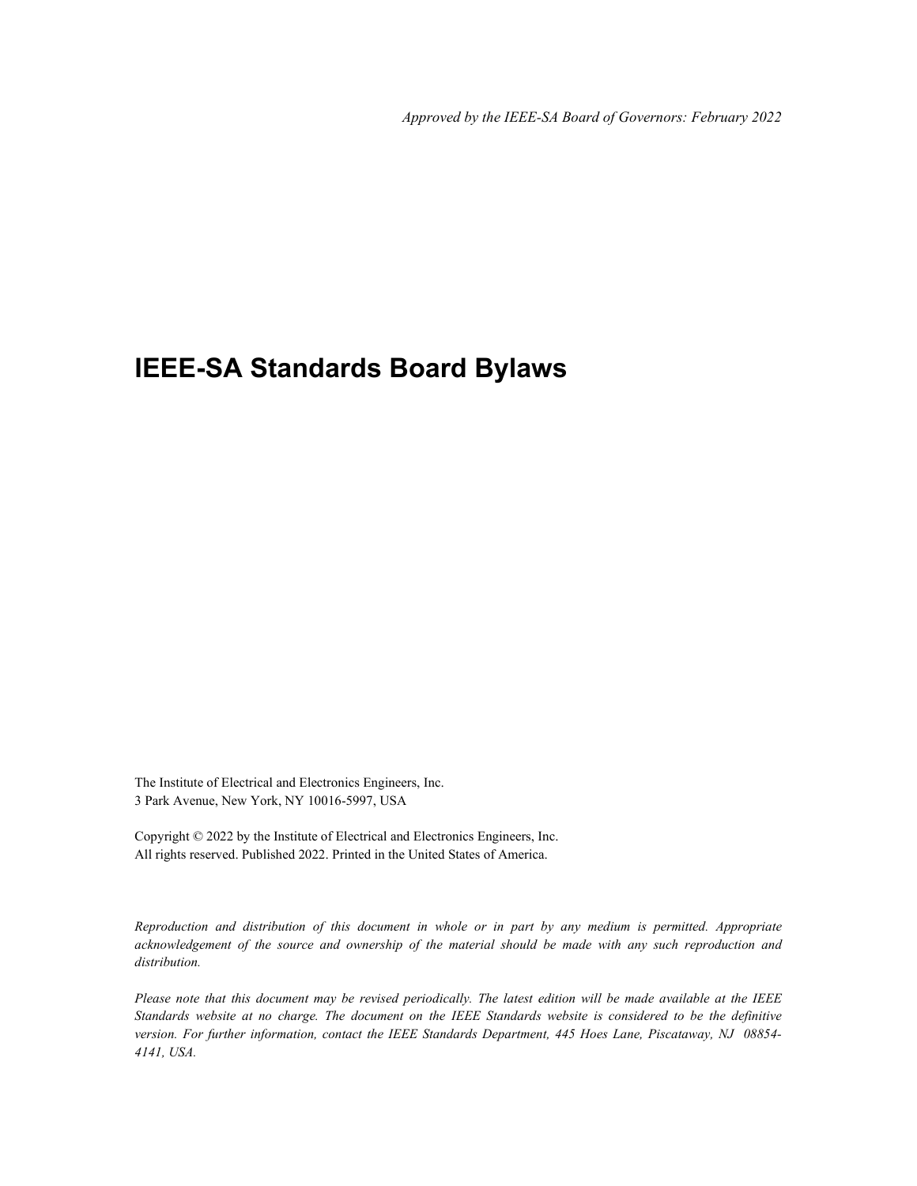*Approved by the IEEE-SA Board of Governors: February 2022*

# IEEE-SA Standards Board Bylaws

The Institute of Electrical and Electronics Engineers, Inc.
3 Park Avenue, New York, NY 10016-5997, USA

Copyright © 2022 by the Institute of Electrical and Electronics Engineers, Inc.
All rights reserved. Published 2022. Printed in the United States of America.

*Reproduction and distribution of this document in whole or in part by any medium is permitted. Appropriate acknowledgement of the source and ownership of the material should be made with any such reproduction and distribution.*

*Please note that this document may be revised periodically. The latest edition will be made available at the IEEE Standards website at no charge. The document on the IEEE Standards website is considered to be the definitive version. For further information, contact the IEEE Standards Department, 445 Hoes Lane, Piscataway, NJ 08854-4141, USA.*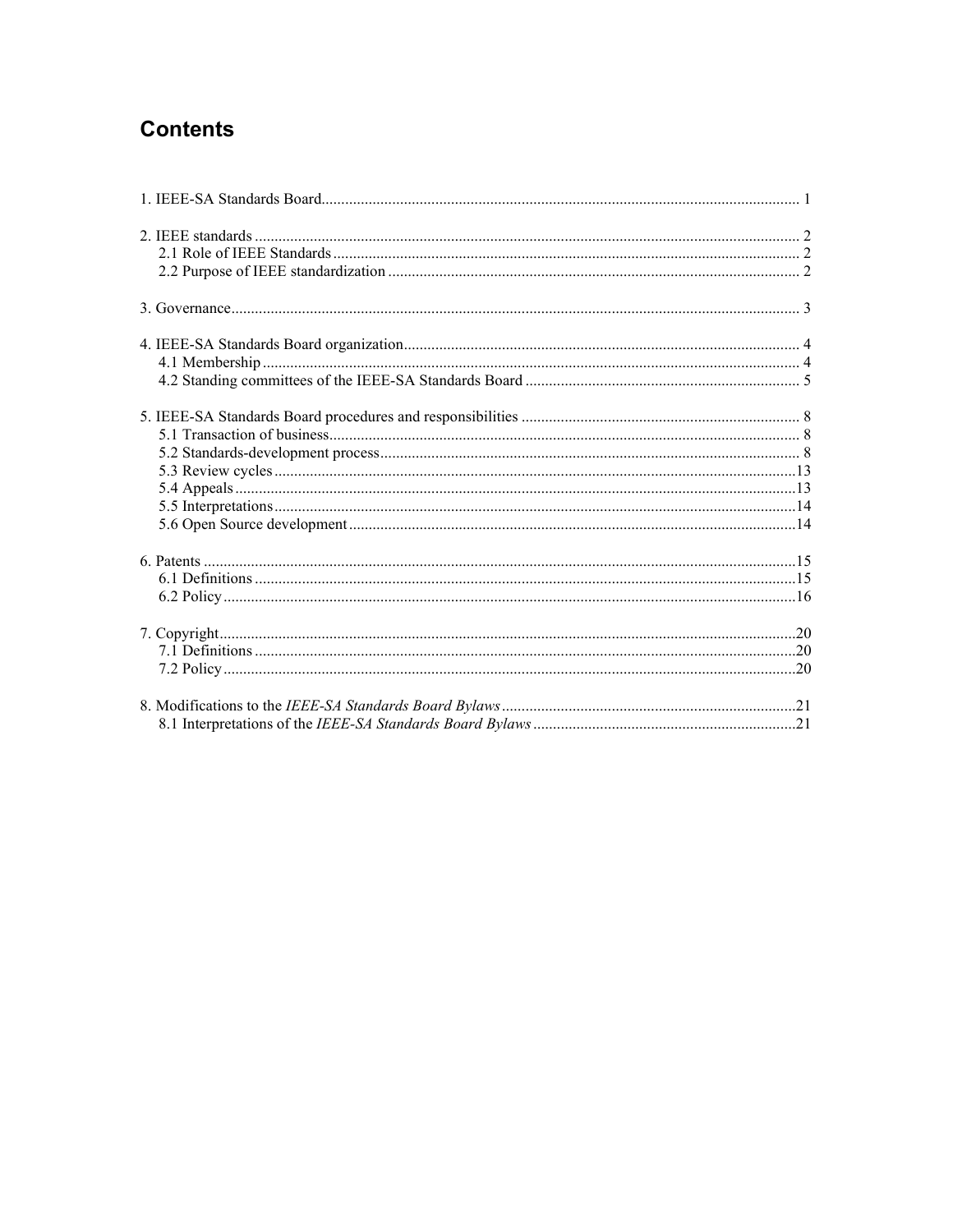# Contents

1. IEEE-SA Standards Board.......................................................................................................................... 1

2. IEEE standards ......................................................................................................................................... 2
   2.1 Role of IEEE Standards ..................................................................................................................... 2
   2.2 Purpose of IEEE standardization ....................................................................................................... 2

3. Governance............................................................................................................................................... 3

4. IEEE-SA Standards Board organization.................................................................................................... 4
   4.1 Membership ....................................................................................................................................... 4
   4.2 Standing committees of the IEEE-SA Standards Board ..................................................................... 5

5. IEEE-SA Standards Board procedures and responsibilities ...................................................................... 8
   5.1 Transaction of business...................................................................................................................... 8
   5.2 Standards-development process.......................................................................................................... 8
   5.3 Review cycles ...................................................................................................................................13
   5.4 Appeals .............................................................................................................................................13
   5.5 Interpretations ...................................................................................................................................14
   5.6 Open Source development ................................................................................................................14

6. Patents .....................................................................................................................................................15
   6.1 Definitions ........................................................................................................................................15
   6.2 Policy ................................................................................................................................................16

7. Copyright.................................................................................................................................................20
   7.1 Definitions ........................................................................................................................................20
   7.2 Policy ................................................................................................................................................20

8. Modifications to the *IEEE-SA Standards Board Bylaws* ..........................................................................21
   8.1 Interpretations of the *IEEE-SA Standards Board Bylaws* ..................................................................21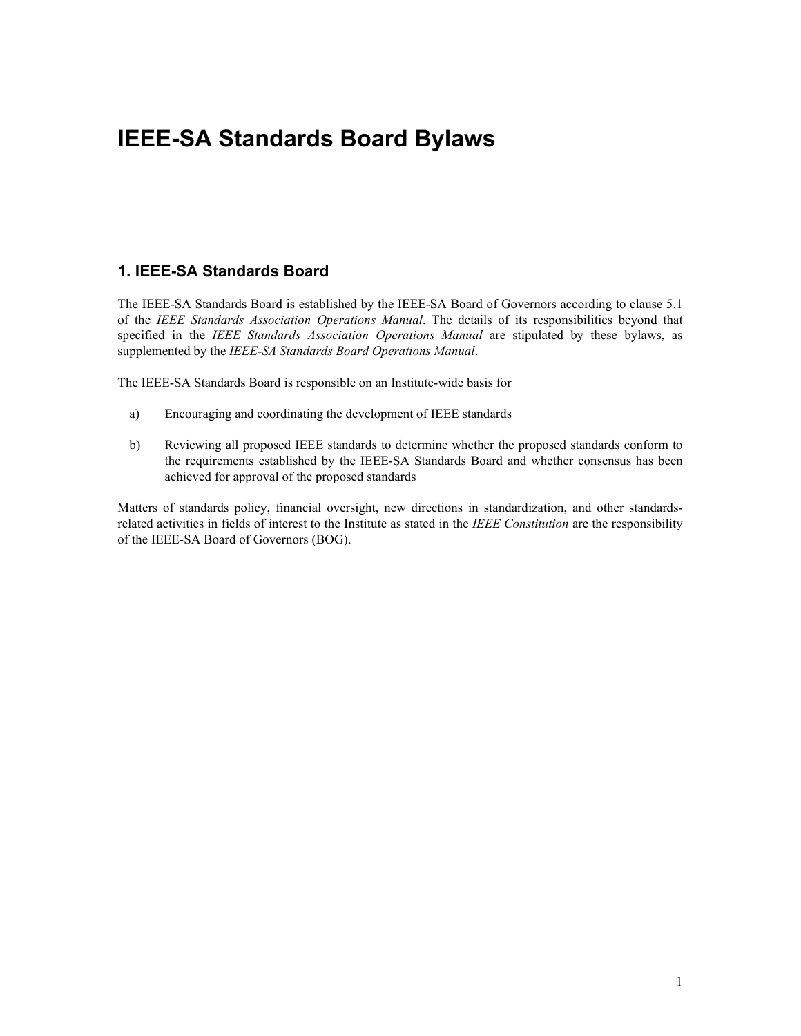# IEEE-SA Standards Board Bylaws

## 1. IEEE-SA Standards Board

The IEEE-SA Standards Board is established by the IEEE-SA Board of Governors according to clause 5.1 of the *IEEE Standards Association Operations Manual*. The details of its responsibilities beyond that specified in the *IEEE Standards Association Operations Manual* are stipulated by these bylaws, as supplemented by the *IEEE-SA Standards Board Operations Manual*.

The IEEE-SA Standards Board is responsible on an Institute-wide basis for

a) Encouraging and coordinating the development of IEEE standards

b) Reviewing all proposed IEEE standards to determine whether the proposed standards conform to the requirements established by the IEEE-SA Standards Board and whether consensus has been achieved for approval of the proposed standards

Matters of standards policy, financial oversight, new directions in standardization, and other standards-related activities in fields of interest to the Institute as stated in the *IEEE Constitution* are the responsibility of the IEEE-SA Board of Governors (BOG).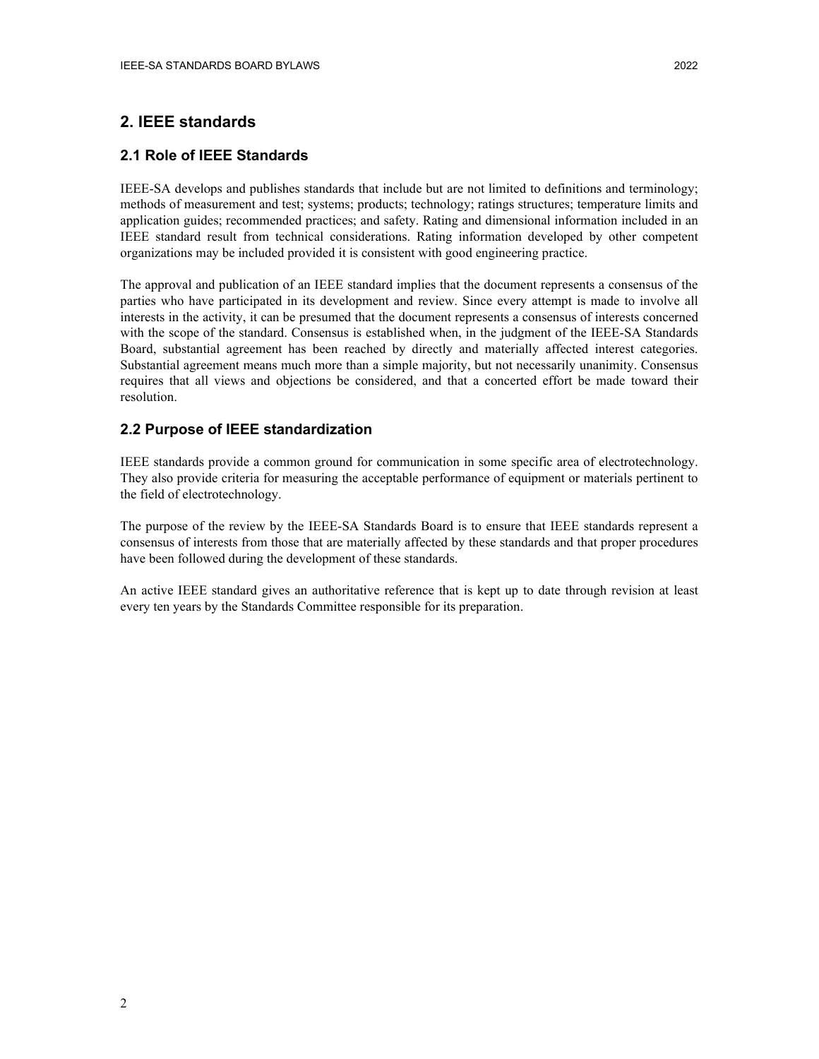# 2. IEEE standards

## 2.1 Role of IEEE Standards

IEEE-SA develops and publishes standards that include but are not limited to definitions and terminology; methods of measurement and test; systems; products; technology; ratings structures; temperature limits and application guides; recommended practices; and safety. Rating and dimensional information included in an IEEE standard result from technical considerations. Rating information developed by other competent organizations may be included provided it is consistent with good engineering practice.

The approval and publication of an IEEE standard implies that the document represents a consensus of the parties who have participated in its development and review. Since every attempt is made to involve all interests in the activity, it can be presumed that the document represents a consensus of interests concerned with the scope of the standard. Consensus is established when, in the judgment of the IEEE-SA Standards Board, substantial agreement has been reached by directly and materially affected interest categories. Substantial agreement means much more than a simple majority, but not necessarily unanimity. Consensus requires that all views and objections be considered, and that a concerted effort be made toward their resolution.

## 2.2 Purpose of IEEE standardization

IEEE standards provide a common ground for communication in some specific area of electrotechnology. They also provide criteria for measuring the acceptable performance of equipment or materials pertinent to the field of electrotechnology.

The purpose of the review by the IEEE-SA Standards Board is to ensure that IEEE standards represent a consensus of interests from those that are materially affected by these standards and that proper procedures have been followed during the development of these standards.

An active IEEE standard gives an authoritative reference that is kept up to date through revision at least every ten years by the Standards Committee responsible for its preparation.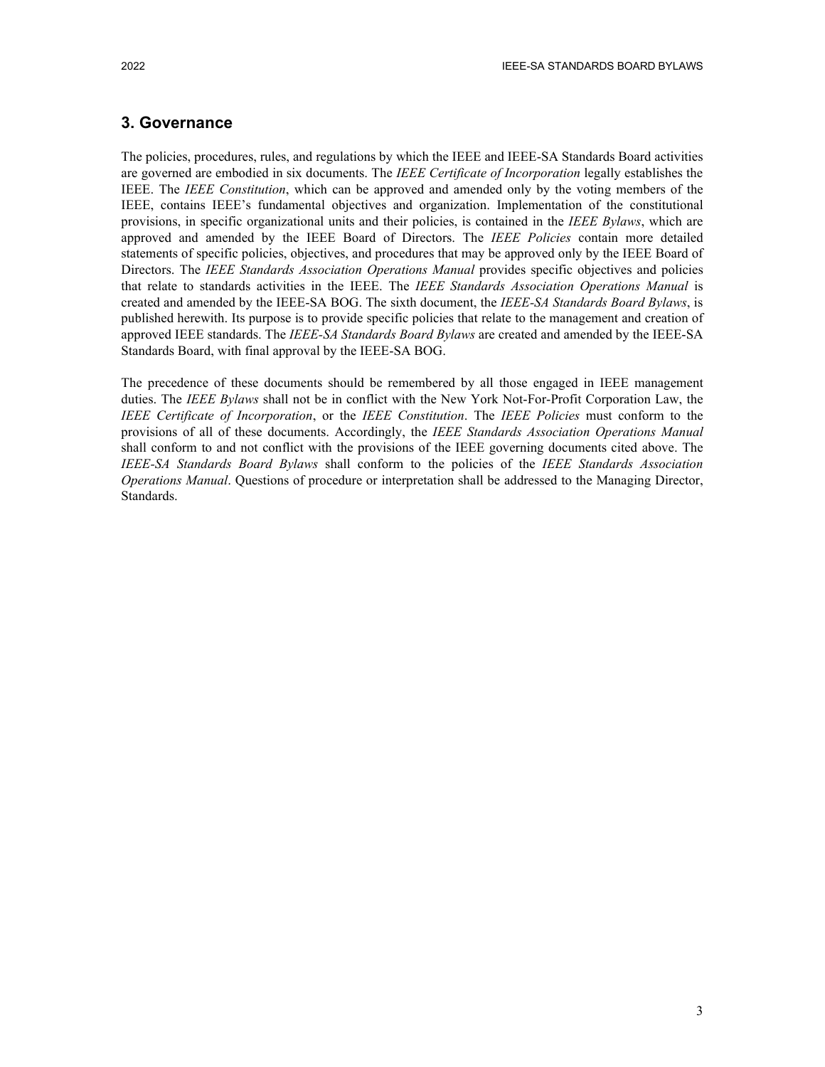## 3. Governance

The policies, procedures, rules, and regulations by which the IEEE and IEEE-SA Standards Board activities are governed are embodied in six documents. The *IEEE Certificate of Incorporation* legally establishes the IEEE. The *IEEE Constitution*, which can be approved and amended only by the voting members of the IEEE, contains IEEE's fundamental objectives and organization. Implementation of the constitutional provisions, in specific organizational units and their policies, is contained in the *IEEE Bylaws*, which are approved and amended by the IEEE Board of Directors. The *IEEE Policies* contain more detailed statements of specific policies, objectives, and procedures that may be approved only by the IEEE Board of Directors. The *IEEE Standards Association Operations Manual* provides specific objectives and policies that relate to standards activities in the IEEE. The *IEEE Standards Association Operations Manual* is created and amended by the IEEE-SA BOG. The sixth document, the *IEEE-SA Standards Board Bylaws*, is published herewith. Its purpose is to provide specific policies that relate to the management and creation of approved IEEE standards. The *IEEE-SA Standards Board Bylaws* are created and amended by the IEEE-SA Standards Board, with final approval by the IEEE-SA BOG.

The precedence of these documents should be remembered by all those engaged in IEEE management duties. The *IEEE Bylaws* shall not be in conflict with the New York Not-For-Profit Corporation Law, the *IEEE Certificate of Incorporation*, or the *IEEE Constitution*. The *IEEE Policies* must conform to the provisions of all of these documents. Accordingly, the *IEEE Standards Association Operations Manual* shall conform to and not conflict with the provisions of the IEEE governing documents cited above. The *IEEE-SA Standards Board Bylaws* shall conform to the policies of the *IEEE Standards Association Operations Manual*. Questions of procedure or interpretation shall be addressed to the Managing Director, Standards.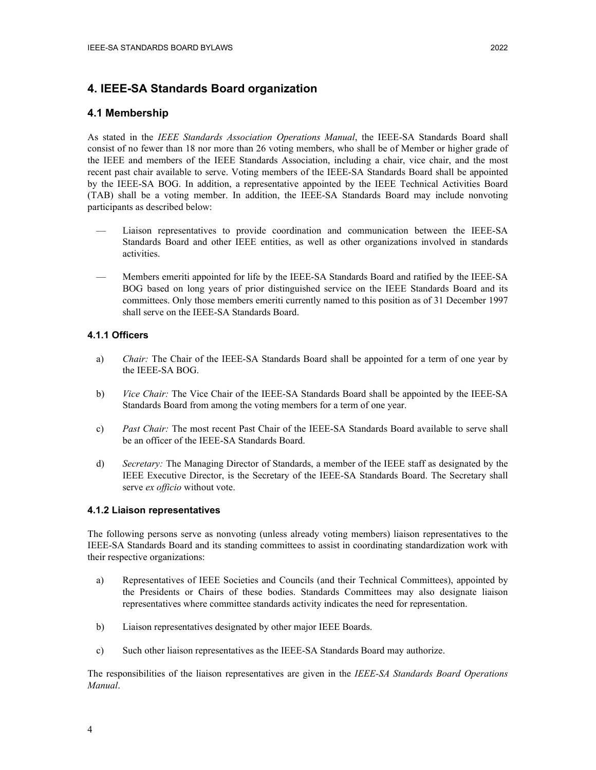## 4. IEEE-SA Standards Board organization

### 4.1 Membership

As stated in the *IEEE Standards Association Operations Manual*, the IEEE-SA Standards Board shall consist of no fewer than 18 nor more than 26 voting members, who shall be of Member or higher grade of the IEEE and members of the IEEE Standards Association, including a chair, vice chair, and the most recent past chair available to serve. Voting members of the IEEE-SA Standards Board shall be appointed by the IEEE-SA BOG. In addition, a representative appointed by the IEEE Technical Activities Board (TAB) shall be a voting member. In addition, the IEEE-SA Standards Board may include nonvoting participants as described below:

— Liaison representatives to provide coordination and communication between the IEEE-SA Standards Board and other IEEE entities, as well as other organizations involved in standards activities.

— Members emeriti appointed for life by the IEEE-SA Standards Board and ratified by the IEEE-SA BOG based on long years of prior distinguished service on the IEEE Standards Board and its committees. Only those members emeriti currently named to this position as of 31 December 1997 shall serve on the IEEE-SA Standards Board.

#### 4.1.1 Officers

a) *Chair:* The Chair of the IEEE-SA Standards Board shall be appointed for a term of one year by the IEEE-SA BOG.

b) *Vice Chair:* The Vice Chair of the IEEE-SA Standards Board shall be appointed by the IEEE-SA Standards Board from among the voting members for a term of one year.

c) *Past Chair:* The most recent Past Chair of the IEEE-SA Standards Board available to serve shall be an officer of the IEEE-SA Standards Board.

d) *Secretary:* The Managing Director of Standards, a member of the IEEE staff as designated by the IEEE Executive Director, is the Secretary of the IEEE-SA Standards Board. The Secretary shall serve *ex officio* without vote.

#### 4.1.2 Liaison representatives

The following persons serve as nonvoting (unless already voting members) liaison representatives to the IEEE-SA Standards Board and its standing committees to assist in coordinating standardization work with their respective organizations:

a) Representatives of IEEE Societies and Councils (and their Technical Committees), appointed by the Presidents or Chairs of these bodies. Standards Committees may also designate liaison representatives where committee standards activity indicates the need for representation.

b) Liaison representatives designated by other major IEEE Boards.

c) Such other liaison representatives as the IEEE-SA Standards Board may authorize.

The responsibilities of the liaison representatives are given in the *IEEE-SA Standards Board Operations Manual*.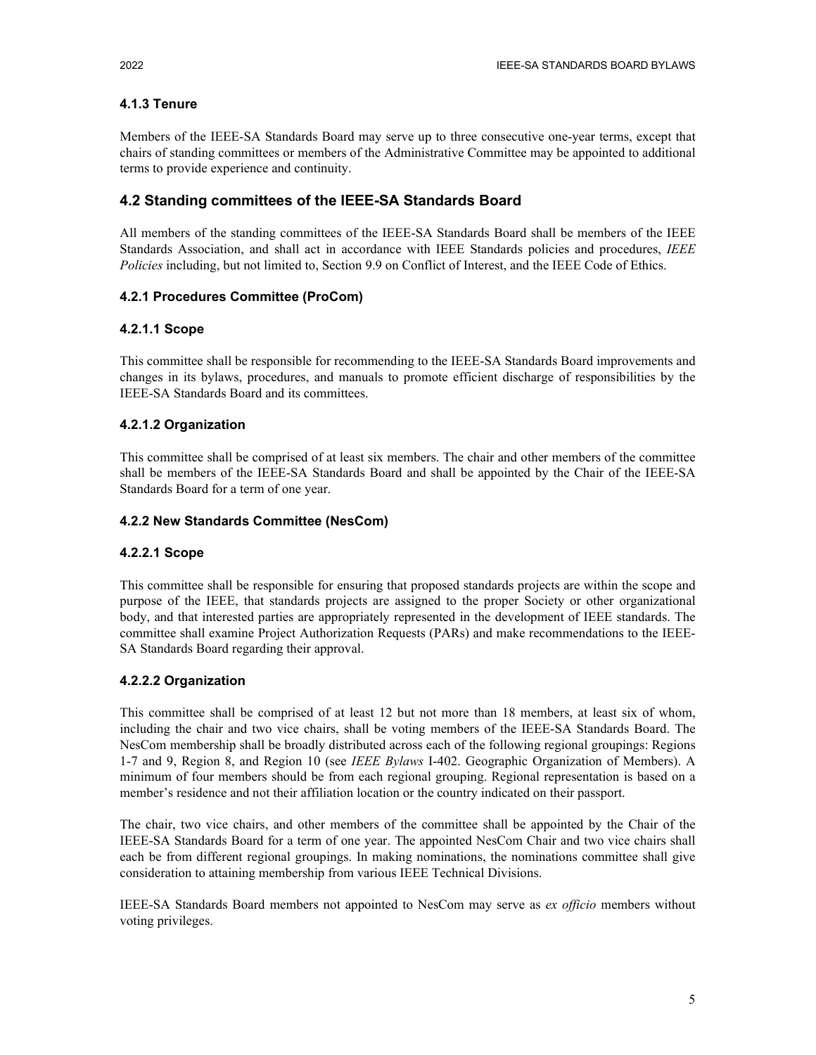### 4.1.3 Tenure

Members of the IEEE-SA Standards Board may serve up to three consecutive one-year terms, except that chairs of standing committees or members of the Administrative Committee may be appointed to additional terms to provide experience and continuity.

## 4.2 Standing committees of the IEEE-SA Standards Board

All members of the standing committees of the IEEE-SA Standards Board shall be members of the IEEE Standards Association, and shall act in accordance with IEEE Standards policies and procedures, *IEEE Policies* including, but not limited to, Section 9.9 on Conflict of Interest, and the IEEE Code of Ethics.

### 4.2.1 Procedures Committee (ProCom)

#### 4.2.1.1 Scope

This committee shall be responsible for recommending to the IEEE-SA Standards Board improvements and changes in its bylaws, procedures, and manuals to promote efficient discharge of responsibilities by the IEEE-SA Standards Board and its committees.

#### 4.2.1.2 Organization

This committee shall be comprised of at least six members. The chair and other members of the committee shall be members of the IEEE-SA Standards Board and shall be appointed by the Chair of the IEEE-SA Standards Board for a term of one year.

### 4.2.2 New Standards Committee (NesCom)

#### 4.2.2.1 Scope

This committee shall be responsible for ensuring that proposed standards projects are within the scope and purpose of the IEEE, that standards projects are assigned to the proper Society or other organizational body, and that interested parties are appropriately represented in the development of IEEE standards. The committee shall examine Project Authorization Requests (PARs) and make recommendations to the IEEE-SA Standards Board regarding their approval.

#### 4.2.2.2 Organization

This committee shall be comprised of at least 12 but not more than 18 members, at least six of whom, including the chair and two vice chairs, shall be voting members of the IEEE-SA Standards Board. The NesCom membership shall be broadly distributed across each of the following regional groupings: Regions 1-7 and 9, Region 8, and Region 10 (see *IEEE Bylaws* I-402. Geographic Organization of Members). A minimum of four members should be from each regional grouping. Regional representation is based on a member's residence and not their affiliation location or the country indicated on their passport.

The chair, two vice chairs, and other members of the committee shall be appointed by the Chair of the IEEE-SA Standards Board for a term of one year. The appointed NesCom Chair and two vice chairs shall each be from different regional groupings. In making nominations, the nominations committee shall give consideration to attaining membership from various IEEE Technical Divisions.

IEEE-SA Standards Board members not appointed to NesCom may serve as *ex officio* members without voting privileges.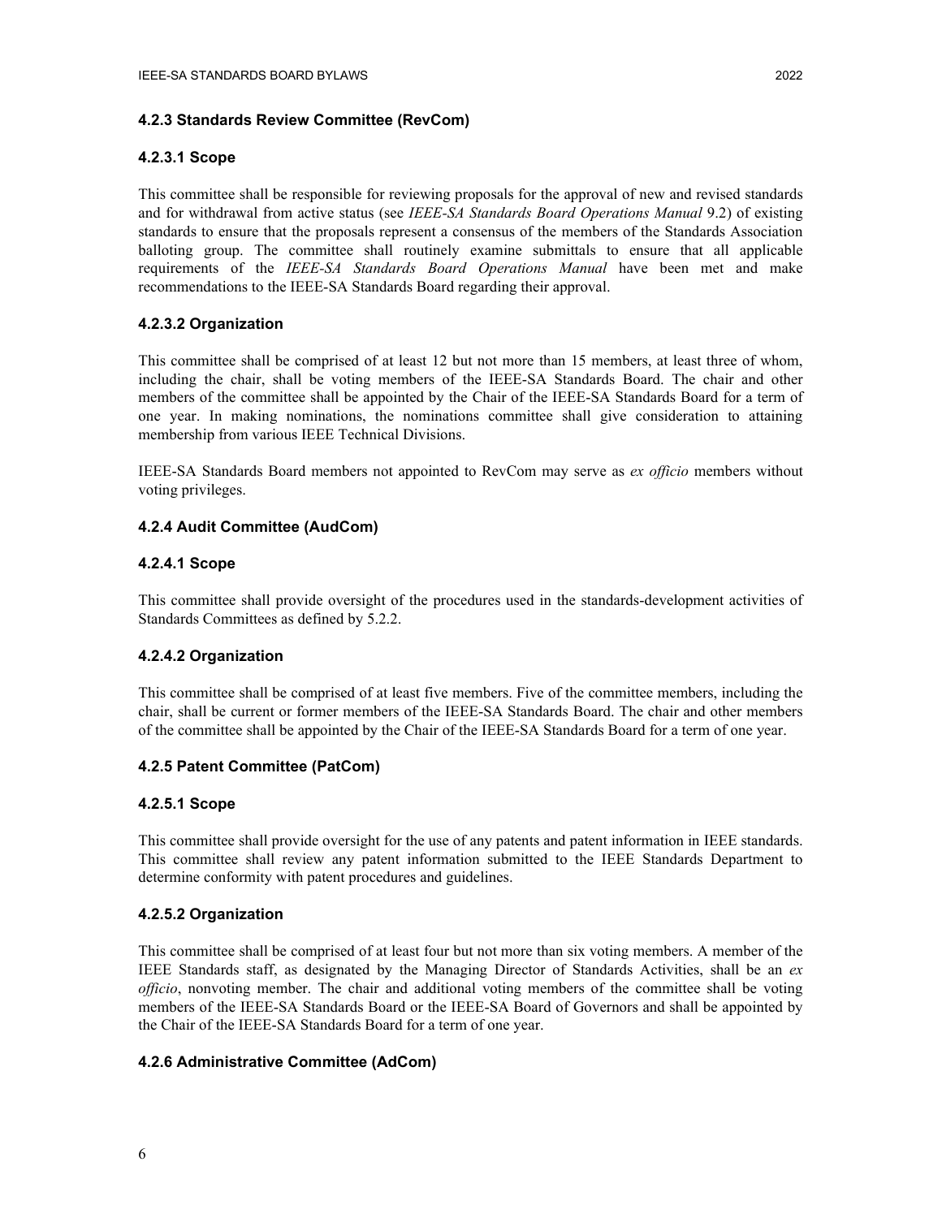### 4.2.3 Standards Review Committee (RevCom)

#### 4.2.3.1 Scope

This committee shall be responsible for reviewing proposals for the approval of new and revised standards and for withdrawal from active status (see *IEEE-SA Standards Board Operations Manual* 9.2) of existing standards to ensure that the proposals represent a consensus of the members of the Standards Association balloting group. The committee shall routinely examine submittals to ensure that all applicable requirements of the *IEEE-SA Standards Board Operations Manual* have been met and make recommendations to the IEEE-SA Standards Board regarding their approval.

#### 4.2.3.2 Organization

This committee shall be comprised of at least 12 but not more than 15 members, at least three of whom, including the chair, shall be voting members of the IEEE-SA Standards Board. The chair and other members of the committee shall be appointed by the Chair of the IEEE-SA Standards Board for a term of one year. In making nominations, the nominations committee shall give consideration to attaining membership from various IEEE Technical Divisions.

IEEE-SA Standards Board members not appointed to RevCom may serve as *ex officio* members without voting privileges.

### 4.2.4 Audit Committee (AudCom)

#### 4.2.4.1 Scope

This committee shall provide oversight of the procedures used in the standards-development activities of Standards Committees as defined by 5.2.2.

#### 4.2.4.2 Organization

This committee shall be comprised of at least five members. Five of the committee members, including the chair, shall be current or former members of the IEEE-SA Standards Board. The chair and other members of the committee shall be appointed by the Chair of the IEEE-SA Standards Board for a term of one year.

### 4.2.5 Patent Committee (PatCom)

#### 4.2.5.1 Scope

This committee shall provide oversight for the use of any patents and patent information in IEEE standards. This committee shall review any patent information submitted to the IEEE Standards Department to determine conformity with patent procedures and guidelines.

#### 4.2.5.2 Organization

This committee shall be comprised of at least four but not more than six voting members. A member of the IEEE Standards staff, as designated by the Managing Director of Standards Activities, shall be an *ex officio*, nonvoting member. The chair and additional voting members of the committee shall be voting members of the IEEE-SA Standards Board or the IEEE-SA Board of Governors and shall be appointed by the Chair of the IEEE-SA Standards Board for a term of one year.

### 4.2.6 Administrative Committee (AdCom)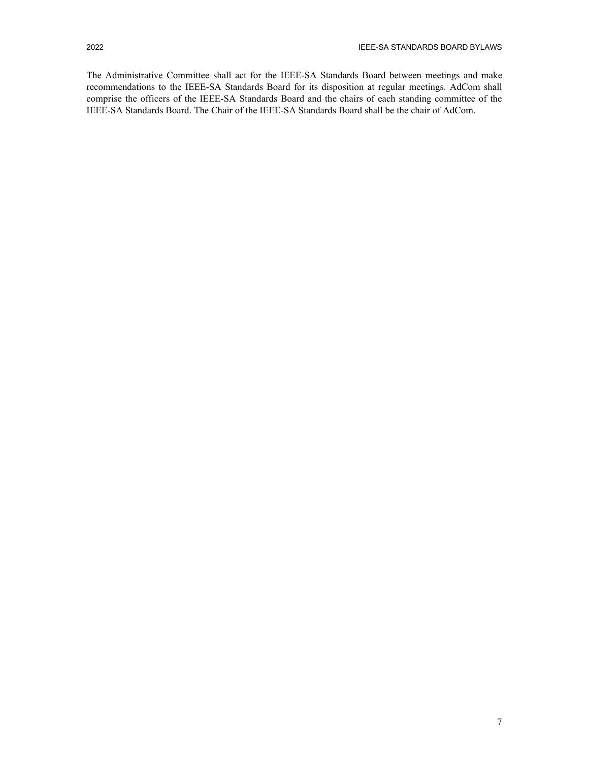The Administrative Committee shall act for the IEEE-SA Standards Board between meetings and make recommendations to the IEEE-SA Standards Board for its disposition at regular meetings. AdCom shall comprise the officers of the IEEE-SA Standards Board and the chairs of each standing committee of the IEEE-SA Standards Board. The Chair of the IEEE-SA Standards Board shall be the chair of AdCom.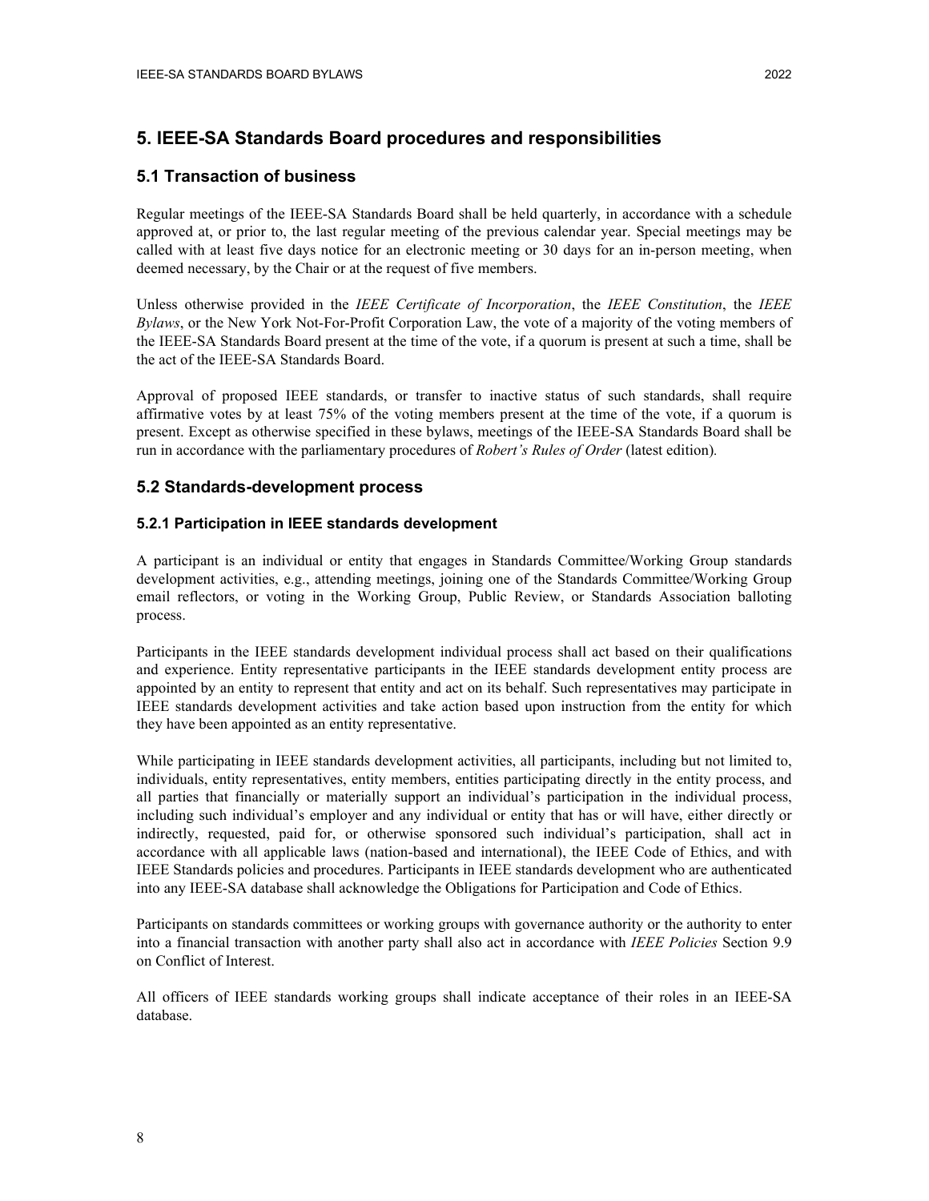## 5. IEEE-SA Standards Board procedures and responsibilities

### 5.1 Transaction of business

Regular meetings of the IEEE-SA Standards Board shall be held quarterly, in accordance with a schedule approved at, or prior to, the last regular meeting of the previous calendar year. Special meetings may be called with at least five days notice for an electronic meeting or 30 days for an in-person meeting, when deemed necessary, by the Chair or at the request of five members.

Unless otherwise provided in the *IEEE Certificate of Incorporation*, the *IEEE Constitution*, the *IEEE Bylaws*, or the New York Not-For-Profit Corporation Law, the vote of a majority of the voting members of the IEEE-SA Standards Board present at the time of the vote, if a quorum is present at such a time, shall be the act of the IEEE-SA Standards Board.

Approval of proposed IEEE standards, or transfer to inactive status of such standards, shall require affirmative votes by at least 75% of the voting members present at the time of the vote, if a quorum is present. Except as otherwise specified in these bylaws, meetings of the IEEE-SA Standards Board shall be run in accordance with the parliamentary procedures of *Robert's Rules of Order* (latest edition).

### 5.2 Standards-development process

#### 5.2.1 Participation in IEEE standards development

A participant is an individual or entity that engages in Standards Committee/Working Group standards development activities, e.g., attending meetings, joining one of the Standards Committee/Working Group email reflectors, or voting in the Working Group, Public Review, or Standards Association balloting process.

Participants in the IEEE standards development individual process shall act based on their qualifications and experience. Entity representative participants in the IEEE standards development entity process are appointed by an entity to represent that entity and act on its behalf. Such representatives may participate in IEEE standards development activities and take action based upon instruction from the entity for which they have been appointed as an entity representative.

While participating in IEEE standards development activities, all participants, including but not limited to, individuals, entity representatives, entity members, entities participating directly in the entity process, and all parties that financially or materially support an individual's participation in the individual process, including such individual's employer and any individual or entity that has or will have, either directly or indirectly, requested, paid for, or otherwise sponsored such individual's participation, shall act in accordance with all applicable laws (nation-based and international), the IEEE Code of Ethics, and with IEEE Standards policies and procedures. Participants in IEEE standards development who are authenticated into any IEEE-SA database shall acknowledge the Obligations for Participation and Code of Ethics.

Participants on standards committees or working groups with governance authority or the authority to enter into a financial transaction with another party shall also act in accordance with *IEEE Policies* Section 9.9 on Conflict of Interest.

All officers of IEEE standards working groups shall indicate acceptance of their roles in an IEEE-SA database.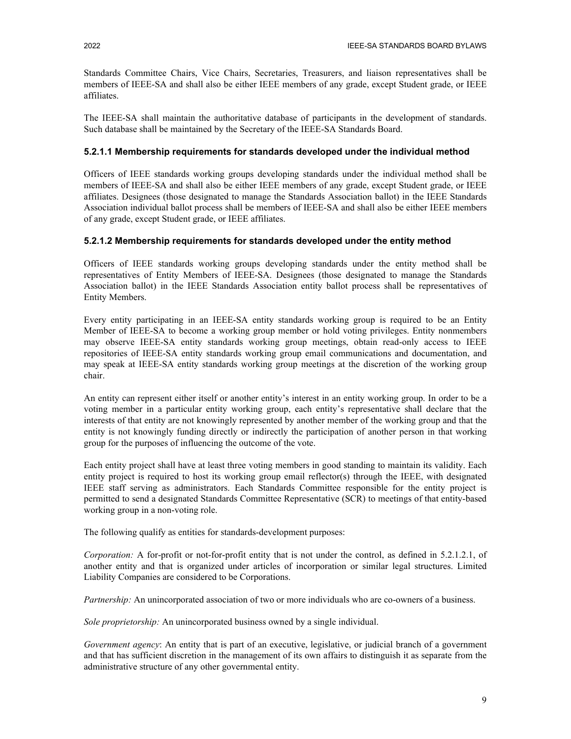Standards Committee Chairs, Vice Chairs, Secretaries, Treasurers, and liaison representatives shall be members of IEEE-SA and shall also be either IEEE members of any grade, except Student grade, or IEEE affiliates.

The IEEE-SA shall maintain the authoritative database of participants in the development of standards. Such database shall be maintained by the Secretary of the IEEE-SA Standards Board.

#### 5.2.1.1 Membership requirements for standards developed under the individual method

Officers of IEEE standards working groups developing standards under the individual method shall be members of IEEE-SA and shall also be either IEEE members of any grade, except Student grade, or IEEE affiliates. Designees (those designated to manage the Standards Association ballot) in the IEEE Standards Association individual ballot process shall be members of IEEE-SA and shall also be either IEEE members of any grade, except Student grade, or IEEE affiliates.

#### 5.2.1.2 Membership requirements for standards developed under the entity method

Officers of IEEE standards working groups developing standards under the entity method shall be representatives of Entity Members of IEEE-SA. Designees (those designated to manage the Standards Association ballot) in the IEEE Standards Association entity ballot process shall be representatives of Entity Members.

Every entity participating in an IEEE-SA entity standards working group is required to be an Entity Member of IEEE-SA to become a working group member or hold voting privileges. Entity nonmembers may observe IEEE-SA entity standards working group meetings, obtain read-only access to IEEE repositories of IEEE-SA entity standards working group email communications and documentation, and may speak at IEEE-SA entity standards working group meetings at the discretion of the working group chair.

An entity can represent either itself or another entity's interest in an entity working group. In order to be a voting member in a particular entity working group, each entity's representative shall declare that the interests of that entity are not knowingly represented by another member of the working group and that the entity is not knowingly funding directly or indirectly the participation of another person in that working group for the purposes of influencing the outcome of the vote.

Each entity project shall have at least three voting members in good standing to maintain its validity. Each entity project is required to host its working group email reflector(s) through the IEEE, with designated IEEE staff serving as administrators. Each Standards Committee responsible for the entity project is permitted to send a designated Standards Committee Representative (SCR) to meetings of that entity-based working group in a non-voting role.

The following qualify as entities for standards-development purposes:

*Corporation:* A for-profit or not-for-profit entity that is not under the control, as defined in 5.2.1.2.1, of another entity and that is organized under articles of incorporation or similar legal structures. Limited Liability Companies are considered to be Corporations.

*Partnership:* An unincorporated association of two or more individuals who are co-owners of a business.

*Sole proprietorship:* An unincorporated business owned by a single individual.

*Government agency*: An entity that is part of an executive, legislative, or judicial branch of a government and that has sufficient discretion in the management of its own affairs to distinguish it as separate from the administrative structure of any other governmental entity.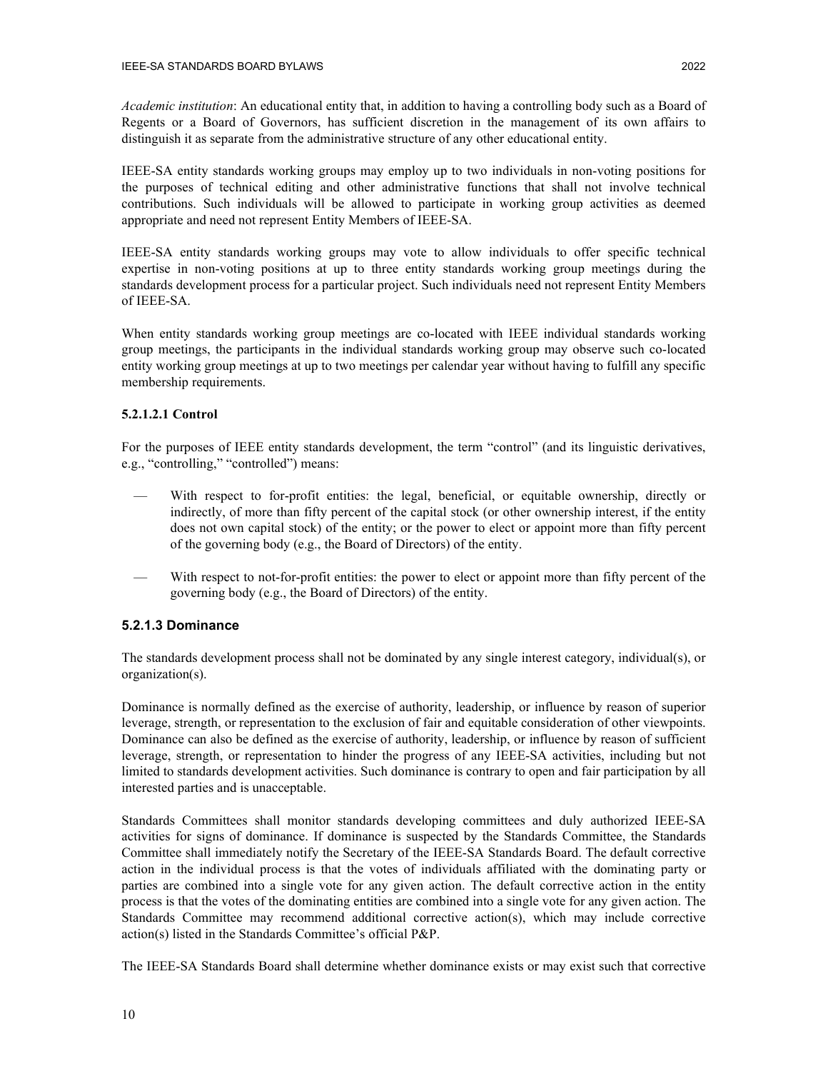*Academic institution*: An educational entity that, in addition to having a controlling body such as a Board of Regents or a Board of Governors, has sufficient discretion in the management of its own affairs to distinguish it as separate from the administrative structure of any other educational entity.

IEEE-SA entity standards working groups may employ up to two individuals in non-voting positions for the purposes of technical editing and other administrative functions that shall not involve technical contributions. Such individuals will be allowed to participate in working group activities as deemed appropriate and need not represent Entity Members of IEEE-SA.

IEEE-SA entity standards working groups may vote to allow individuals to offer specific technical expertise in non-voting positions at up to three entity standards working group meetings during the standards development process for a particular project. Such individuals need not represent Entity Members of IEEE-SA.

When entity standards working group meetings are co-located with IEEE individual standards working group meetings, the participants in the individual standards working group may observe such co-located entity working group meetings at up to two meetings per calendar year without having to fulfill any specific membership requirements.

#### 5.2.1.2.1 Control

For the purposes of IEEE entity standards development, the term "control" (and its linguistic derivatives, e.g., "controlling," "controlled") means:

- With respect to for-profit entities: the legal, beneficial, or equitable ownership, directly or indirectly, of more than fifty percent of the capital stock (or other ownership interest, if the entity does not own capital stock) of the entity; or the power to elect or appoint more than fifty percent of the governing body (e.g., the Board of Directors) of the entity.
- With respect to not-for-profit entities: the power to elect or appoint more than fifty percent of the governing body (e.g., the Board of Directors) of the entity.

### 5.2.1.3 Dominance

The standards development process shall not be dominated by any single interest category, individual(s), or organization(s).

Dominance is normally defined as the exercise of authority, leadership, or influence by reason of superior leverage, strength, or representation to the exclusion of fair and equitable consideration of other viewpoints. Dominance can also be defined as the exercise of authority, leadership, or influence by reason of sufficient leverage, strength, or representation to hinder the progress of any IEEE-SA activities, including but not limited to standards development activities. Such dominance is contrary to open and fair participation by all interested parties and is unacceptable.

Standards Committees shall monitor standards developing committees and duly authorized IEEE-SA activities for signs of dominance. If dominance is suspected by the Standards Committee, the Standards Committee shall immediately notify the Secretary of the IEEE-SA Standards Board. The default corrective action in the individual process is that the votes of individuals affiliated with the dominating party or parties are combined into a single vote for any given action. The default corrective action in the entity process is that the votes of the dominating entities are combined into a single vote for any given action. The Standards Committee may recommend additional corrective action(s), which may include corrective action(s) listed in the Standards Committee's official P&P.

The IEEE-SA Standards Board shall determine whether dominance exists or may exist such that corrective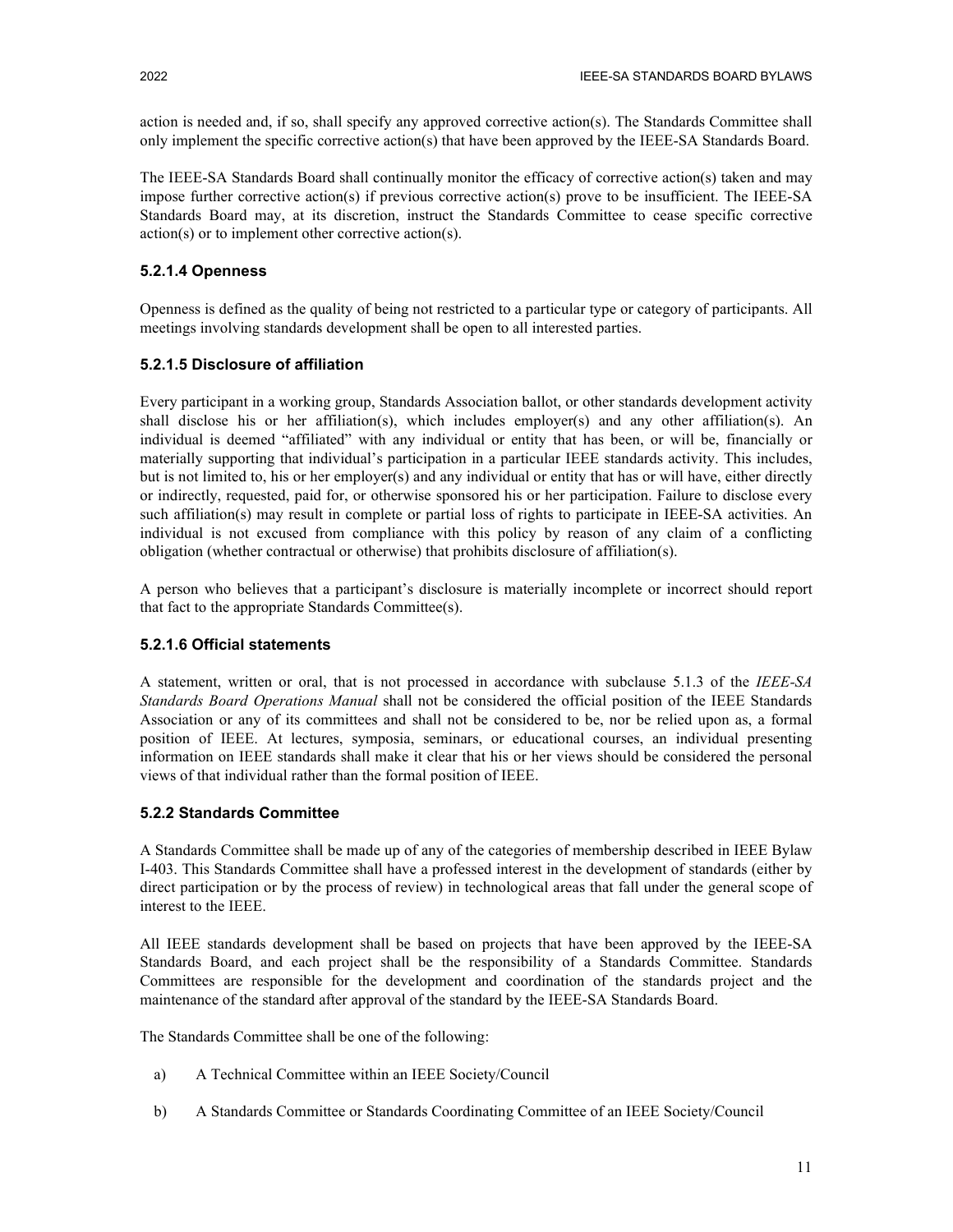action is needed and, if so, shall specify any approved corrective action(s). The Standards Committee shall only implement the specific corrective action(s) that have been approved by the IEEE-SA Standards Board.

The IEEE-SA Standards Board shall continually monitor the efficacy of corrective action(s) taken and may impose further corrective action(s) if previous corrective action(s) prove to be insufficient. The IEEE-SA Standards Board may, at its discretion, instruct the Standards Committee to cease specific corrective action(s) or to implement other corrective action(s).

#### 5.2.1.4 Openness

Openness is defined as the quality of being not restricted to a particular type or category of participants. All meetings involving standards development shall be open to all interested parties.

#### 5.2.1.5 Disclosure of affiliation

Every participant in a working group, Standards Association ballot, or other standards development activity shall disclose his or her affiliation(s), which includes employer(s) and any other affiliation(s). An individual is deemed "affiliated" with any individual or entity that has been, or will be, financially or materially supporting that individual's participation in a particular IEEE standards activity. This includes, but is not limited to, his or her employer(s) and any individual or entity that has or will have, either directly or indirectly, requested, paid for, or otherwise sponsored his or her participation. Failure to disclose every such affiliation(s) may result in complete or partial loss of rights to participate in IEEE-SA activities. An individual is not excused from compliance with this policy by reason of any claim of a conflicting obligation (whether contractual or otherwise) that prohibits disclosure of affiliation(s).

A person who believes that a participant's disclosure is materially incomplete or incorrect should report that fact to the appropriate Standards Committee(s).

#### 5.2.1.6 Official statements

A statement, written or oral, that is not processed in accordance with subclause 5.1.3 of the *IEEE-SA Standards Board Operations Manual* shall not be considered the official position of the IEEE Standards Association or any of its committees and shall not be considered to be, nor be relied upon as, a formal position of IEEE. At lectures, symposia, seminars, or educational courses, an individual presenting information on IEEE standards shall make it clear that his or her views should be considered the personal views of that individual rather than the formal position of IEEE.

### 5.2.2 Standards Committee

A Standards Committee shall be made up of any of the categories of membership described in IEEE Bylaw I-403. This Standards Committee shall have a professed interest in the development of standards (either by direct participation or by the process of review) in technological areas that fall under the general scope of interest to the IEEE.

All IEEE standards development shall be based on projects that have been approved by the IEEE-SA Standards Board, and each project shall be the responsibility of a Standards Committee. Standards Committees are responsible for the development and coordination of the standards project and the maintenance of the standard after approval of the standard by the IEEE-SA Standards Board.

The Standards Committee shall be one of the following:

a) A Technical Committee within an IEEE Society/Council

b) A Standards Committee or Standards Coordinating Committee of an IEEE Society/Council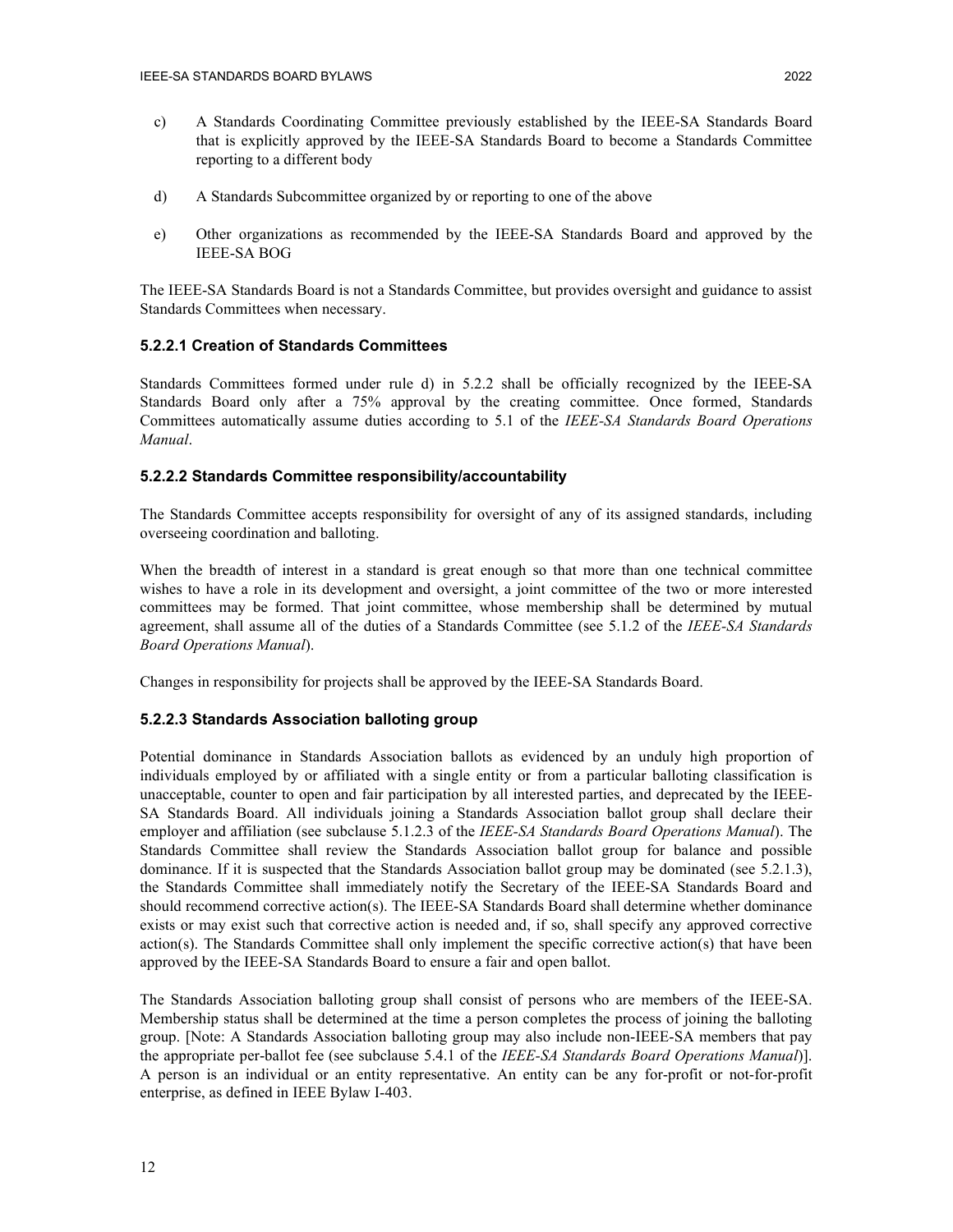c) A Standards Coordinating Committee previously established by the IEEE-SA Standards Board that is explicitly approved by the IEEE-SA Standards Board to become a Standards Committee reporting to a different body

d) A Standards Subcommittee organized by or reporting to one of the above

e) Other organizations as recommended by the IEEE-SA Standards Board and approved by the IEEE-SA BOG

The IEEE-SA Standards Board is not a Standards Committee, but provides oversight and guidance to assist Standards Committees when necessary.

#### 5.2.2.1 Creation of Standards Committees

Standards Committees formed under rule d) in 5.2.2 shall be officially recognized by the IEEE-SA Standards Board only after a 75% approval by the creating committee. Once formed, Standards Committees automatically assume duties according to 5.1 of the *IEEE-SA Standards Board Operations Manual*.

#### 5.2.2.2 Standards Committee responsibility/accountability

The Standards Committee accepts responsibility for oversight of any of its assigned standards, including overseeing coordination and balloting.

When the breadth of interest in a standard is great enough so that more than one technical committee wishes to have a role in its development and oversight, a joint committee of the two or more interested committees may be formed. That joint committee, whose membership shall be determined by mutual agreement, shall assume all of the duties of a Standards Committee (see 5.1.2 of the *IEEE-SA Standards Board Operations Manual*).

Changes in responsibility for projects shall be approved by the IEEE-SA Standards Board.

#### 5.2.2.3 Standards Association balloting group

Potential dominance in Standards Association ballots as evidenced by an unduly high proportion of individuals employed by or affiliated with a single entity or from a particular balloting classification is unacceptable, counter to open and fair participation by all interested parties, and deprecated by the IEEE-SA Standards Board. All individuals joining a Standards Association ballot group shall declare their employer and affiliation (see subclause 5.1.2.3 of the *IEEE-SA Standards Board Operations Manual*). The Standards Committee shall review the Standards Association ballot group for balance and possible dominance. If it is suspected that the Standards Association ballot group may be dominated (see 5.2.1.3), the Standards Committee shall immediately notify the Secretary of the IEEE-SA Standards Board and should recommend corrective action(s). The IEEE-SA Standards Board shall determine whether dominance exists or may exist such that corrective action is needed and, if so, shall specify any approved corrective action(s). The Standards Committee shall only implement the specific corrective action(s) that have been approved by the IEEE-SA Standards Board to ensure a fair and open ballot.

The Standards Association balloting group shall consist of persons who are members of the IEEE-SA. Membership status shall be determined at the time a person completes the process of joining the balloting group. [Note: A Standards Association balloting group may also include non-IEEE-SA members that pay the appropriate per-ballot fee (see subclause 5.4.1 of the *IEEE-SA Standards Board Operations Manual*)]. A person is an individual or an entity representative. An entity can be any for-profit or not-for-profit enterprise, as defined in IEEE Bylaw I-403.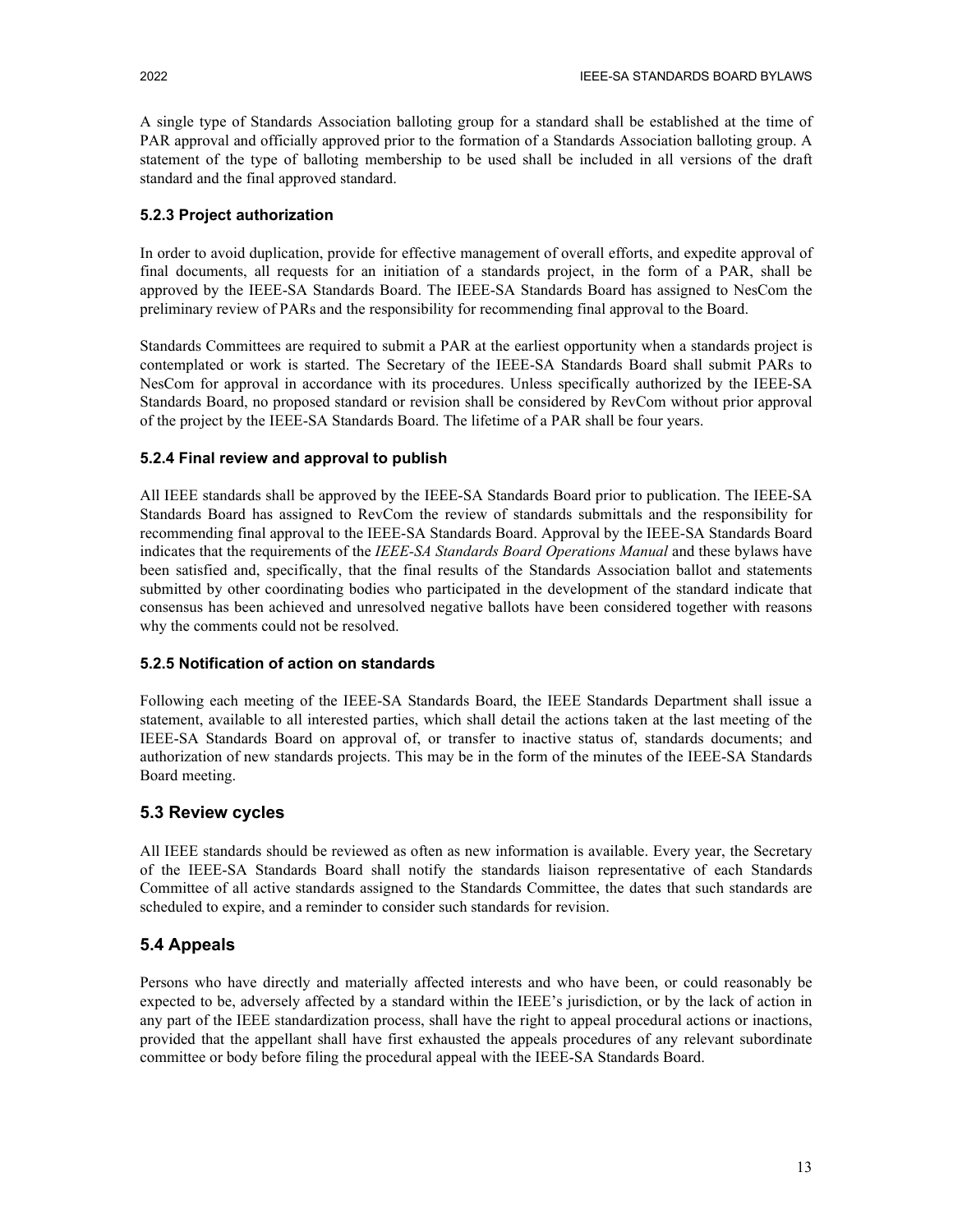A single type of Standards Association balloting group for a standard shall be established at the time of PAR approval and officially approved prior to the formation of a Standards Association balloting group. A statement of the type of balloting membership to be used shall be included in all versions of the draft standard and the final approved standard.

### 5.2.3 Project authorization

In order to avoid duplication, provide for effective management of overall efforts, and expedite approval of final documents, all requests for an initiation of a standards project, in the form of a PAR, shall be approved by the IEEE-SA Standards Board. The IEEE-SA Standards Board has assigned to NesCom the preliminary review of PARs and the responsibility for recommending final approval to the Board.

Standards Committees are required to submit a PAR at the earliest opportunity when a standards project is contemplated or work is started. The Secretary of the IEEE-SA Standards Board shall submit PARs to NesCom for approval in accordance with its procedures. Unless specifically authorized by the IEEE-SA Standards Board, no proposed standard or revision shall be considered by RevCom without prior approval of the project by the IEEE-SA Standards Board. The lifetime of a PAR shall be four years.

### 5.2.4 Final review and approval to publish

All IEEE standards shall be approved by the IEEE-SA Standards Board prior to publication. The IEEE-SA Standards Board has assigned to RevCom the review of standards submittals and the responsibility for recommending final approval to the IEEE-SA Standards Board. Approval by the IEEE-SA Standards Board indicates that the requirements of the *IEEE-SA Standards Board Operations Manual* and these bylaws have been satisfied and, specifically, that the final results of the Standards Association ballot and statements submitted by other coordinating bodies who participated in the development of the standard indicate that consensus has been achieved and unresolved negative ballots have been considered together with reasons why the comments could not be resolved.

### 5.2.5 Notification of action on standards

Following each meeting of the IEEE-SA Standards Board, the IEEE Standards Department shall issue a statement, available to all interested parties, which shall detail the actions taken at the last meeting of the IEEE-SA Standards Board on approval of, or transfer to inactive status of, standards documents; and authorization of new standards projects. This may be in the form of the minutes of the IEEE-SA Standards Board meeting.

## 5.3 Review cycles

All IEEE standards should be reviewed as often as new information is available. Every year, the Secretary of the IEEE-SA Standards Board shall notify the standards liaison representative of each Standards Committee of all active standards assigned to the Standards Committee, the dates that such standards are scheduled to expire, and a reminder to consider such standards for revision.

## 5.4 Appeals

Persons who have directly and materially affected interests and who have been, or could reasonably be expected to be, adversely affected by a standard within the IEEE's jurisdiction, or by the lack of action in any part of the IEEE standardization process, shall have the right to appeal procedural actions or inactions, provided that the appellant shall have first exhausted the appeals procedures of any relevant subordinate committee or body before filing the procedural appeal with the IEEE-SA Standards Board.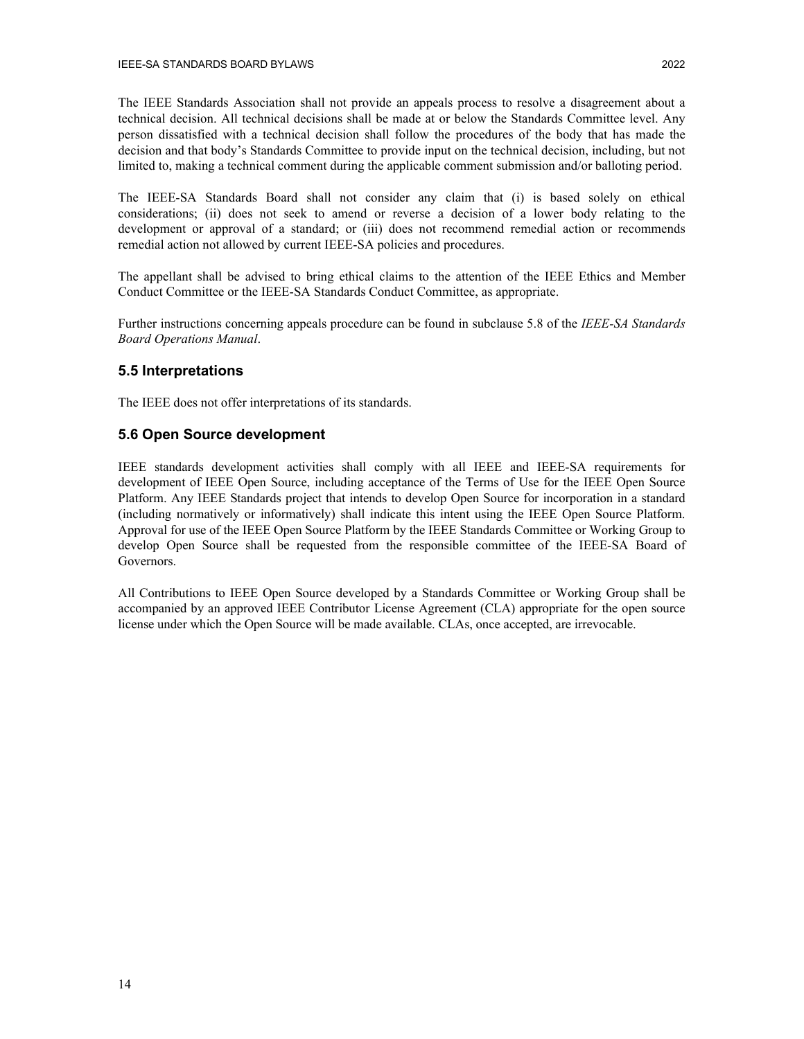The IEEE Standards Association shall not provide an appeals process to resolve a disagreement about a technical decision. All technical decisions shall be made at or below the Standards Committee level. Any person dissatisfied with a technical decision shall follow the procedures of the body that has made the decision and that body's Standards Committee to provide input on the technical decision, including, but not limited to, making a technical comment during the applicable comment submission and/or balloting period.

The IEEE-SA Standards Board shall not consider any claim that (i) is based solely on ethical considerations; (ii) does not seek to amend or reverse a decision of a lower body relating to the development or approval of a standard; or (iii) does not recommend remedial action or recommends remedial action not allowed by current IEEE-SA policies and procedures.

The appellant shall be advised to bring ethical claims to the attention of the IEEE Ethics and Member Conduct Committee or the IEEE-SA Standards Conduct Committee, as appropriate.

Further instructions concerning appeals procedure can be found in subclause 5.8 of the *IEEE-SA Standards Board Operations Manual*.

## 5.5 Interpretations

The IEEE does not offer interpretations of its standards.

## 5.6 Open Source development

IEEE standards development activities shall comply with all IEEE and IEEE-SA requirements for development of IEEE Open Source, including acceptance of the Terms of Use for the IEEE Open Source Platform. Any IEEE Standards project that intends to develop Open Source for incorporation in a standard (including normatively or informatively) shall indicate this intent using the IEEE Open Source Platform. Approval for use of the IEEE Open Source Platform by the IEEE Standards Committee or Working Group to develop Open Source shall be requested from the responsible committee of the IEEE-SA Board of Governors.

All Contributions to IEEE Open Source developed by a Standards Committee or Working Group shall be accompanied by an approved IEEE Contributor License Agreement (CLA) appropriate for the open source license under which the Open Source will be made available. CLAs, once accepted, are irrevocable.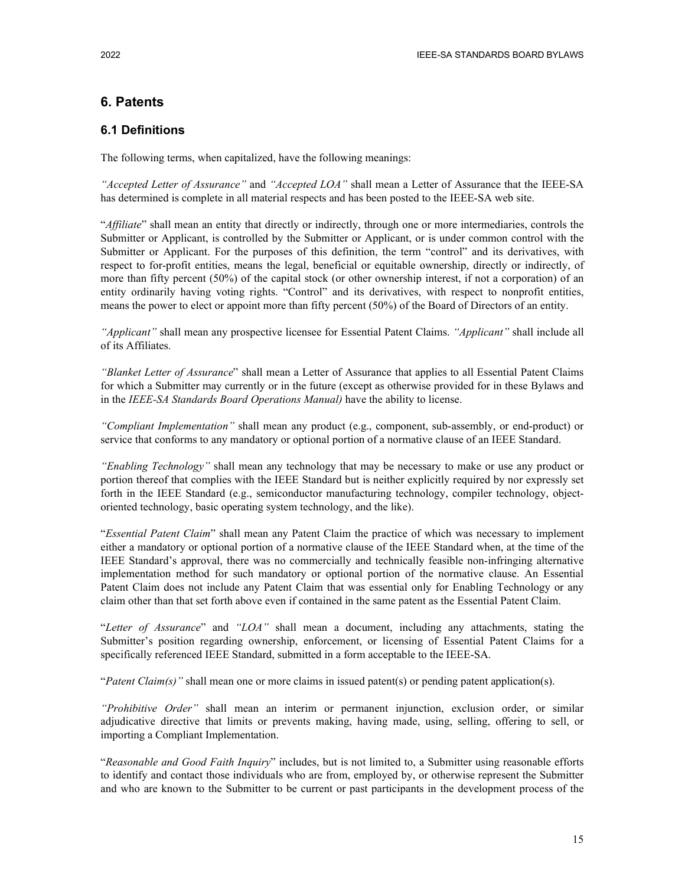## 6. Patents

### 6.1 Definitions

The following terms, when capitalized, have the following meanings:

*"Accepted Letter of Assurance"* and *"Accepted LOA"* shall mean a Letter of Assurance that the IEEE-SA has determined is complete in all material respects and has been posted to the IEEE-SA web site.

"*Affiliate*" shall mean an entity that directly or indirectly, through one or more intermediaries, controls the Submitter or Applicant, is controlled by the Submitter or Applicant, or is under common control with the Submitter or Applicant. For the purposes of this definition, the term "control" and its derivatives, with respect to for-profit entities, means the legal, beneficial or equitable ownership, directly or indirectly, of more than fifty percent (50%) of the capital stock (or other ownership interest, if not a corporation) of an entity ordinarily having voting rights. "Control" and its derivatives, with respect to nonprofit entities, means the power to elect or appoint more than fifty percent (50%) of the Board of Directors of an entity.

*"Applicant"* shall mean any prospective licensee for Essential Patent Claims. *"Applicant"* shall include all of its Affiliates.

*"Blanket Letter of Assurance*" shall mean a Letter of Assurance that applies to all Essential Patent Claims for which a Submitter may currently or in the future (except as otherwise provided for in these Bylaws and in the *IEEE-SA Standards Board Operations Manual)* have the ability to license.

*"Compliant Implementation"* shall mean any product (e.g., component, sub-assembly, or end-product) or service that conforms to any mandatory or optional portion of a normative clause of an IEEE Standard.

*"Enabling Technology"* shall mean any technology that may be necessary to make or use any product or portion thereof that complies with the IEEE Standard but is neither explicitly required by nor expressly set forth in the IEEE Standard (e.g., semiconductor manufacturing technology, compiler technology, object-oriented technology, basic operating system technology, and the like).

"*Essential Patent Claim*" shall mean any Patent Claim the practice of which was necessary to implement either a mandatory or optional portion of a normative clause of the IEEE Standard when, at the time of the IEEE Standard's approval, there was no commercially and technically feasible non-infringing alternative implementation method for such mandatory or optional portion of the normative clause. An Essential Patent Claim does not include any Patent Claim that was essential only for Enabling Technology or any claim other than that set forth above even if contained in the same patent as the Essential Patent Claim.

"*Letter of Assurance*" and *"LOA"* shall mean a document, including any attachments, stating the Submitter's position regarding ownership, enforcement, or licensing of Essential Patent Claims for a specifically referenced IEEE Standard, submitted in a form acceptable to the IEEE-SA.

"*Patent Claim(s)"* shall mean one or more claims in issued patent(s) or pending patent application(s).

*"Prohibitive Order"* shall mean an interim or permanent injunction, exclusion order, or similar adjudicative directive that limits or prevents making, having made, using, selling, offering to sell, or importing a Compliant Implementation.

"*Reasonable and Good Faith Inquiry*" includes, but is not limited to, a Submitter using reasonable efforts to identify and contact those individuals who are from, employed by, or otherwise represent the Submitter and who are known to the Submitter to be current or past participants in the development process of the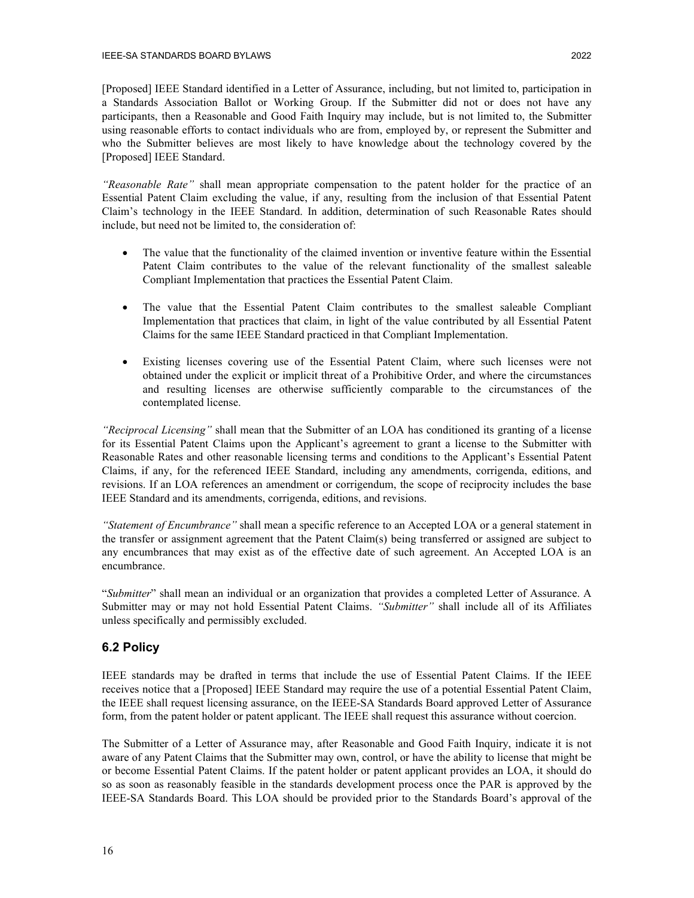[Proposed] IEEE Standard identified in a Letter of Assurance, including, but not limited to, participation in a Standards Association Ballot or Working Group. If the Submitter did not or does not have any participants, then a Reasonable and Good Faith Inquiry may include, but is not limited to, the Submitter using reasonable efforts to contact individuals who are from, employed by, or represent the Submitter and who the Submitter believes are most likely to have knowledge about the technology covered by the [Proposed] IEEE Standard.

*"Reasonable Rate"* shall mean appropriate compensation to the patent holder for the practice of an Essential Patent Claim excluding the value, if any, resulting from the inclusion of that Essential Patent Claim's technology in the IEEE Standard. In addition, determination of such Reasonable Rates should include, but need not be limited to, the consideration of:

- The value that the functionality of the claimed invention or inventive feature within the Essential Patent Claim contributes to the value of the relevant functionality of the smallest saleable Compliant Implementation that practices the Essential Patent Claim.
- The value that the Essential Patent Claim contributes to the smallest saleable Compliant Implementation that practices that claim, in light of the value contributed by all Essential Patent Claims for the same IEEE Standard practiced in that Compliant Implementation.
- Existing licenses covering use of the Essential Patent Claim, where such licenses were not obtained under the explicit or implicit threat of a Prohibitive Order, and where the circumstances and resulting licenses are otherwise sufficiently comparable to the circumstances of the contemplated license.

*"Reciprocal Licensing"* shall mean that the Submitter of an LOA has conditioned its granting of a license for its Essential Patent Claims upon the Applicant's agreement to grant a license to the Submitter with Reasonable Rates and other reasonable licensing terms and conditions to the Applicant's Essential Patent Claims, if any, for the referenced IEEE Standard, including any amendments, corrigenda, editions, and revisions. If an LOA references an amendment or corrigendum, the scope of reciprocity includes the base IEEE Standard and its amendments, corrigenda, editions, and revisions.

*"Statement of Encumbrance"* shall mean a specific reference to an Accepted LOA or a general statement in the transfer or assignment agreement that the Patent Claim(s) being transferred or assigned are subject to any encumbrances that may exist as of the effective date of such agreement. An Accepted LOA is an encumbrance.

"*Submitter*" shall mean an individual or an organization that provides a completed Letter of Assurance. A Submitter may or may not hold Essential Patent Claims. *"Submitter"* shall include all of its Affiliates unless specifically and permissibly excluded.

## 6.2 Policy

IEEE standards may be drafted in terms that include the use of Essential Patent Claims. If the IEEE receives notice that a [Proposed] IEEE Standard may require the use of a potential Essential Patent Claim, the IEEE shall request licensing assurance, on the IEEE-SA Standards Board approved Letter of Assurance form, from the patent holder or patent applicant. The IEEE shall request this assurance without coercion.

The Submitter of a Letter of Assurance may, after Reasonable and Good Faith Inquiry, indicate it is not aware of any Patent Claims that the Submitter may own, control, or have the ability to license that might be or become Essential Patent Claims. If the patent holder or patent applicant provides an LOA, it should do so as soon as reasonably feasible in the standards development process once the PAR is approved by the IEEE-SA Standards Board. This LOA should be provided prior to the Standards Board's approval of the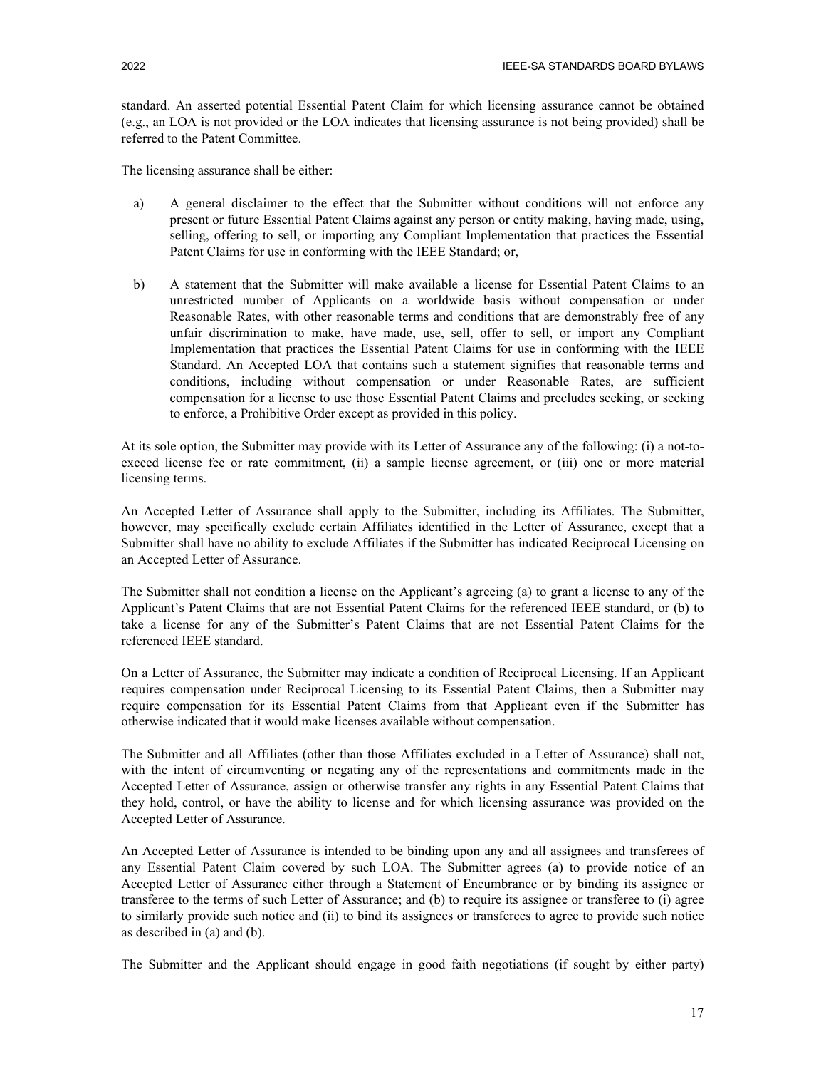standard. An asserted potential Essential Patent Claim for which licensing assurance cannot be obtained (e.g., an LOA is not provided or the LOA indicates that licensing assurance is not being provided) shall be referred to the Patent Committee.

The licensing assurance shall be either:

a) A general disclaimer to the effect that the Submitter without conditions will not enforce any present or future Essential Patent Claims against any person or entity making, having made, using, selling, offering to sell, or importing any Compliant Implementation that practices the Essential Patent Claims for use in conforming with the IEEE Standard; or,

b) A statement that the Submitter will make available a license for Essential Patent Claims to an unrestricted number of Applicants on a worldwide basis without compensation or under Reasonable Rates, with other reasonable terms and conditions that are demonstrably free of any unfair discrimination to make, have made, use, sell, offer to sell, or import any Compliant Implementation that practices the Essential Patent Claims for use in conforming with the IEEE Standard. An Accepted LOA that contains such a statement signifies that reasonable terms and conditions, including without compensation or under Reasonable Rates, are sufficient compensation for a license to use those Essential Patent Claims and precludes seeking, or seeking to enforce, a Prohibitive Order except as provided in this policy.

At its sole option, the Submitter may provide with its Letter of Assurance any of the following: (i) a not-to-exceed license fee or rate commitment, (ii) a sample license agreement, or (iii) one or more material licensing terms.

An Accepted Letter of Assurance shall apply to the Submitter, including its Affiliates. The Submitter, however, may specifically exclude certain Affiliates identified in the Letter of Assurance, except that a Submitter shall have no ability to exclude Affiliates if the Submitter has indicated Reciprocal Licensing on an Accepted Letter of Assurance.

The Submitter shall not condition a license on the Applicant's agreeing (a) to grant a license to any of the Applicant's Patent Claims that are not Essential Patent Claims for the referenced IEEE standard, or (b) to take a license for any of the Submitter's Patent Claims that are not Essential Patent Claims for the referenced IEEE standard.

On a Letter of Assurance, the Submitter may indicate a condition of Reciprocal Licensing. If an Applicant requires compensation under Reciprocal Licensing to its Essential Patent Claims, then a Submitter may require compensation for its Essential Patent Claims from that Applicant even if the Submitter has otherwise indicated that it would make licenses available without compensation.

The Submitter and all Affiliates (other than those Affiliates excluded in a Letter of Assurance) shall not, with the intent of circumventing or negating any of the representations and commitments made in the Accepted Letter of Assurance, assign or otherwise transfer any rights in any Essential Patent Claims that they hold, control, or have the ability to license and for which licensing assurance was provided on the Accepted Letter of Assurance.

An Accepted Letter of Assurance is intended to be binding upon any and all assignees and transferees of any Essential Patent Claim covered by such LOA. The Submitter agrees (a) to provide notice of an Accepted Letter of Assurance either through a Statement of Encumbrance or by binding its assignee or transferee to the terms of such Letter of Assurance; and (b) to require its assignee or transferee to (i) agree to similarly provide such notice and (ii) to bind its assignees or transferees to agree to provide such notice as described in (a) and (b).

The Submitter and the Applicant should engage in good faith negotiations (if sought by either party)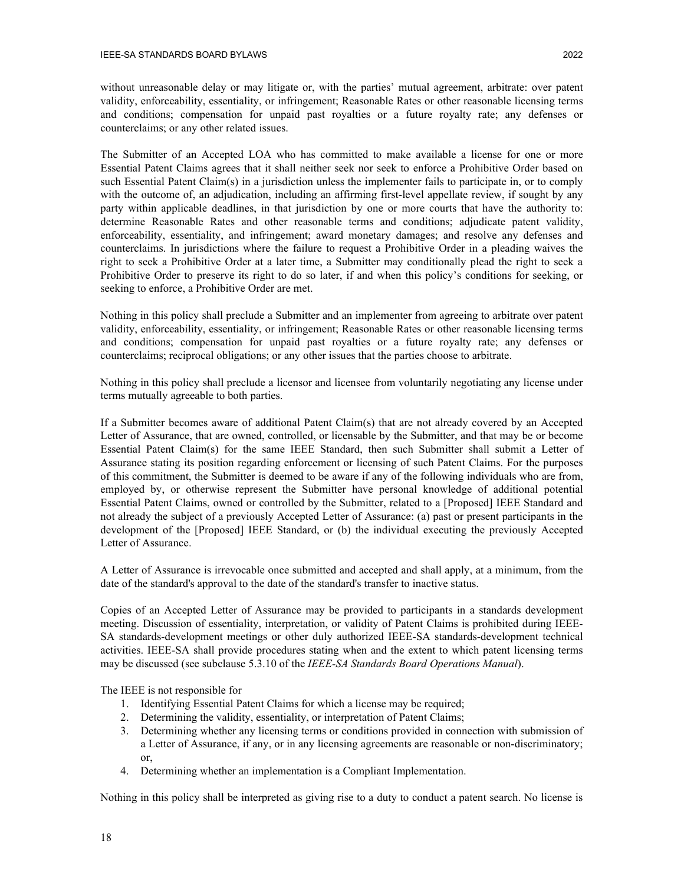without unreasonable delay or may litigate or, with the parties' mutual agreement, arbitrate: over patent validity, enforceability, essentiality, or infringement; Reasonable Rates or other reasonable licensing terms and conditions; compensation for unpaid past royalties or a future royalty rate; any defenses or counterclaims; or any other related issues.

The Submitter of an Accepted LOA who has committed to make available a license for one or more Essential Patent Claims agrees that it shall neither seek nor seek to enforce a Prohibitive Order based on such Essential Patent Claim(s) in a jurisdiction unless the implementer fails to participate in, or to comply with the outcome of, an adjudication, including an affirming first-level appellate review, if sought by any party within applicable deadlines, in that jurisdiction by one or more courts that have the authority to: determine Reasonable Rates and other reasonable terms and conditions; adjudicate patent validity, enforceability, essentiality, and infringement; award monetary damages; and resolve any defenses and counterclaims. In jurisdictions where the failure to request a Prohibitive Order in a pleading waives the right to seek a Prohibitive Order at a later time, a Submitter may conditionally plead the right to seek a Prohibitive Order to preserve its right to do so later, if and when this policy's conditions for seeking, or seeking to enforce, a Prohibitive Order are met.

Nothing in this policy shall preclude a Submitter and an implementer from agreeing to arbitrate over patent validity, enforceability, essentiality, or infringement; Reasonable Rates or other reasonable licensing terms and conditions; compensation for unpaid past royalties or a future royalty rate; any defenses or counterclaims; reciprocal obligations; or any other issues that the parties choose to arbitrate.

Nothing in this policy shall preclude a licensor and licensee from voluntarily negotiating any license under terms mutually agreeable to both parties.

If a Submitter becomes aware of additional Patent Claim(s) that are not already covered by an Accepted Letter of Assurance, that are owned, controlled, or licensable by the Submitter, and that may be or become Essential Patent Claim(s) for the same IEEE Standard, then such Submitter shall submit a Letter of Assurance stating its position regarding enforcement or licensing of such Patent Claims. For the purposes of this commitment, the Submitter is deemed to be aware if any of the following individuals who are from, employed by, or otherwise represent the Submitter have personal knowledge of additional potential Essential Patent Claims, owned or controlled by the Submitter, related to a [Proposed] IEEE Standard and not already the subject of a previously Accepted Letter of Assurance: (a) past or present participants in the development of the [Proposed] IEEE Standard, or (b) the individual executing the previously Accepted Letter of Assurance.

A Letter of Assurance is irrevocable once submitted and accepted and shall apply, at a minimum, from the date of the standard's approval to the date of the standard's transfer to inactive status.

Copies of an Accepted Letter of Assurance may be provided to participants in a standards development meeting. Discussion of essentiality, interpretation, or validity of Patent Claims is prohibited during IEEE-SA standards-development meetings or other duly authorized IEEE-SA standards-development technical activities. IEEE-SA shall provide procedures stating when and the extent to which patent licensing terms may be discussed (see subclause 5.3.10 of the *IEEE-SA Standards Board Operations Manual*).

The IEEE is not responsible for

1. Identifying Essential Patent Claims for which a license may be required;
2. Determining the validity, essentiality, or interpretation of Patent Claims;
3. Determining whether any licensing terms or conditions provided in connection with submission of a Letter of Assurance, if any, or in any licensing agreements are reasonable or non-discriminatory; or,
4. Determining whether an implementation is a Compliant Implementation.

Nothing in this policy shall be interpreted as giving rise to a duty to conduct a patent search. No license is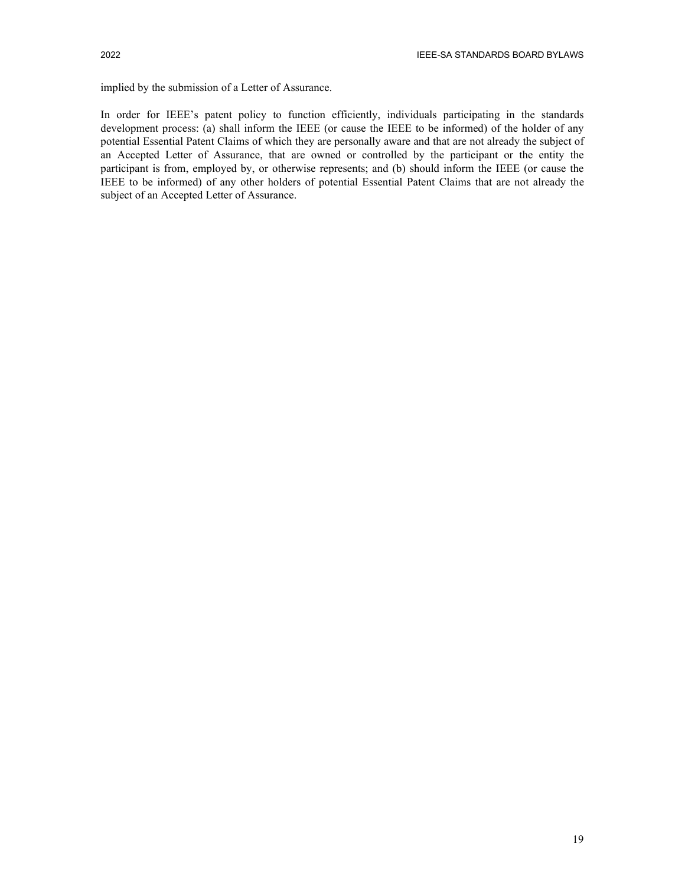implied by the submission of a Letter of Assurance.

In order for IEEE's patent policy to function efficiently, individuals participating in the standards development process: (a) shall inform the IEEE (or cause the IEEE to be informed) of the holder of any potential Essential Patent Claims of which they are personally aware and that are not already the subject of an Accepted Letter of Assurance, that are owned or controlled by the participant or the entity the participant is from, employed by, or otherwise represents; and (b) should inform the IEEE (or cause the IEEE to be informed) of any other holders of potential Essential Patent Claims that are not already the subject of an Accepted Letter of Assurance.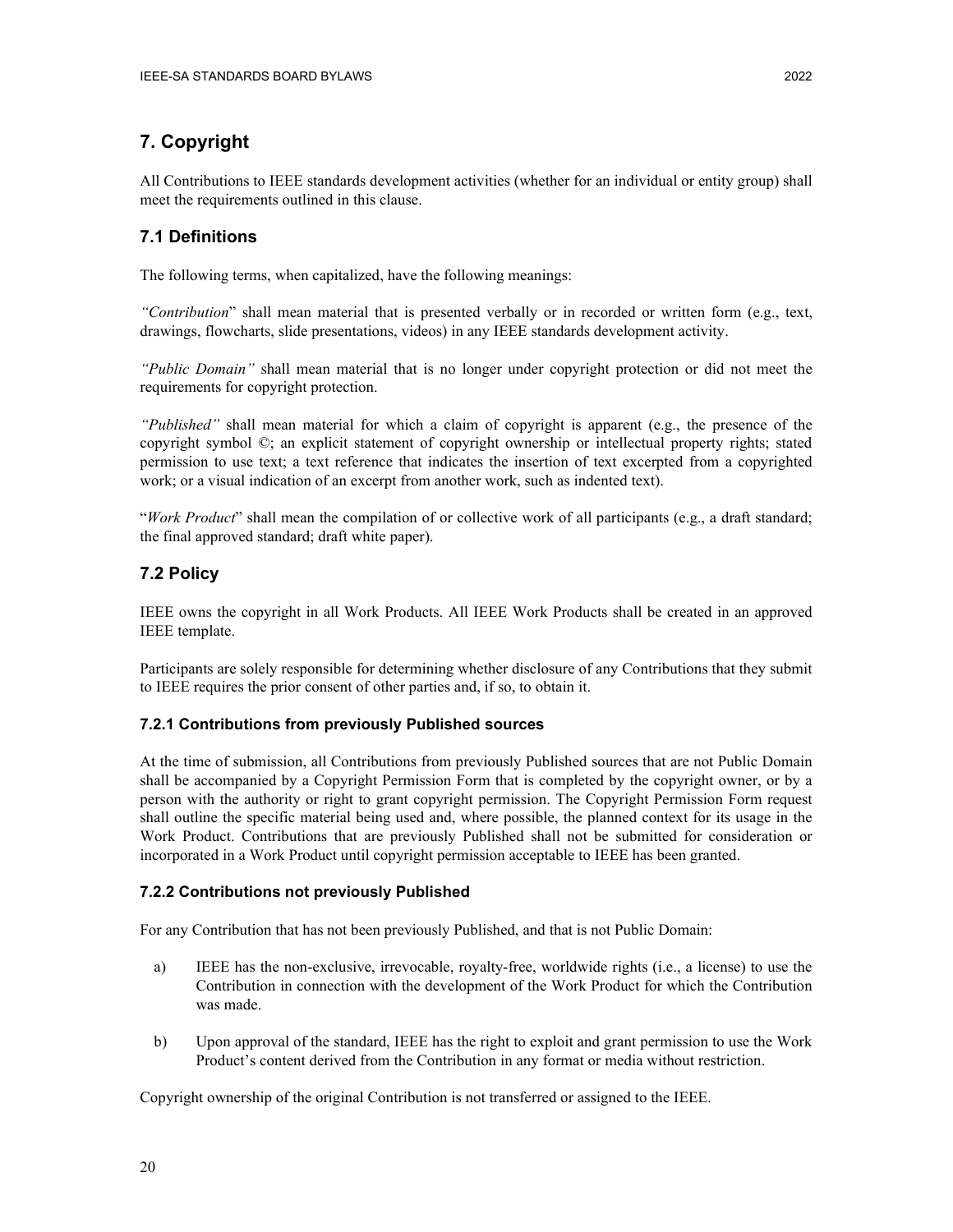# 7. Copyright

All Contributions to IEEE standards development activities (whether for an individual or entity group) shall meet the requirements outlined in this clause.

## 7.1 Definitions

The following terms, when capitalized, have the following meanings:

*"Contribution*" shall mean material that is presented verbally or in recorded or written form (e.g., text, drawings, flowcharts, slide presentations, videos) in any IEEE standards development activity.

*"Public Domain"* shall mean material that is no longer under copyright protection or did not meet the requirements for copyright protection.

*"Published"* shall mean material for which a claim of copyright is apparent (e.g., the presence of the copyright symbol ©; an explicit statement of copyright ownership or intellectual property rights; stated permission to use text; a text reference that indicates the insertion of text excerpted from a copyrighted work; or a visual indication of an excerpt from another work, such as indented text).

"*Work Product*" shall mean the compilation of or collective work of all participants (e.g., a draft standard; the final approved standard; draft white paper).

## 7.2 Policy

IEEE owns the copyright in all Work Products. All IEEE Work Products shall be created in an approved IEEE template.

Participants are solely responsible for determining whether disclosure of any Contributions that they submit to IEEE requires the prior consent of other parties and, if so, to obtain it.

### 7.2.1 Contributions from previously Published sources

At the time of submission, all Contributions from previously Published sources that are not Public Domain shall be accompanied by a Copyright Permission Form that is completed by the copyright owner, or by a person with the authority or right to grant copyright permission. The Copyright Permission Form request shall outline the specific material being used and, where possible, the planned context for its usage in the Work Product. Contributions that are previously Published shall not be submitted for consideration or incorporated in a Work Product until copyright permission acceptable to IEEE has been granted.

### 7.2.2 Contributions not previously Published

For any Contribution that has not been previously Published, and that is not Public Domain:

a) IEEE has the non-exclusive, irrevocable, royalty-free, worldwide rights (i.e., a license) to use the Contribution in connection with the development of the Work Product for which the Contribution was made.

b) Upon approval of the standard, IEEE has the right to exploit and grant permission to use the Work Product's content derived from the Contribution in any format or media without restriction.

Copyright ownership of the original Contribution is not transferred or assigned to the IEEE.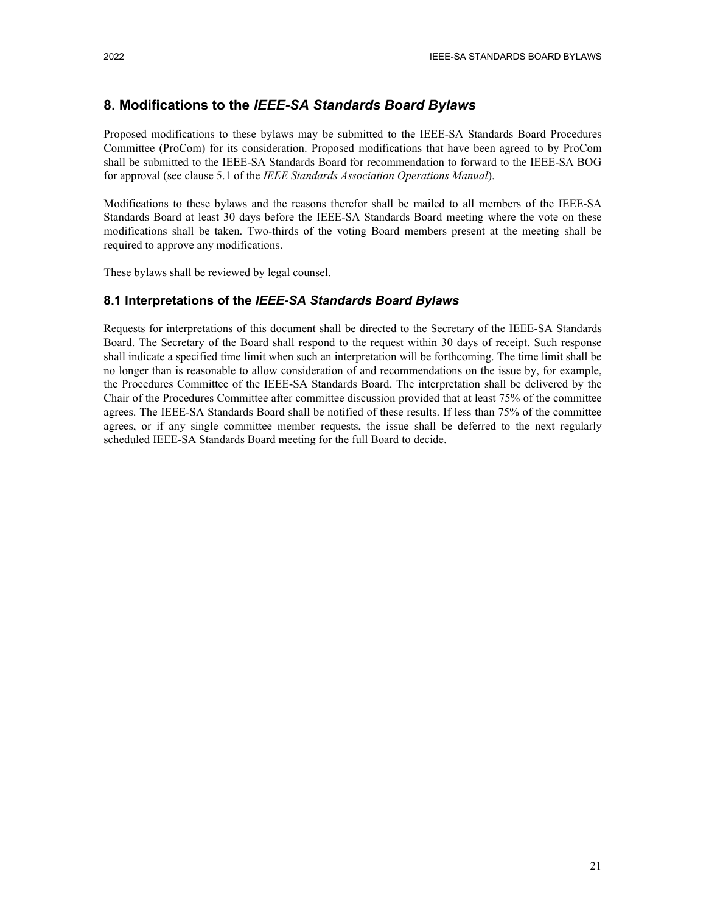## 8. Modifications to the *IEEE-SA Standards Board Bylaws*

Proposed modifications to these bylaws may be submitted to the IEEE-SA Standards Board Procedures Committee (ProCom) for its consideration. Proposed modifications that have been agreed to by ProCom shall be submitted to the IEEE-SA Standards Board for recommendation to forward to the IEEE-SA BOG for approval (see clause 5.1 of the *IEEE Standards Association Operations Manual*).

Modifications to these bylaws and the reasons therefor shall be mailed to all members of the IEEE-SA Standards Board at least 30 days before the IEEE-SA Standards Board meeting where the vote on these modifications shall be taken. Two-thirds of the voting Board members present at the meeting shall be required to approve any modifications.

These bylaws shall be reviewed by legal counsel.

### 8.1 Interpretations of the *IEEE-SA Standards Board Bylaws*

Requests for interpretations of this document shall be directed to the Secretary of the IEEE-SA Standards Board. The Secretary of the Board shall respond to the request within 30 days of receipt. Such response shall indicate a specified time limit when such an interpretation will be forthcoming. The time limit shall be no longer than is reasonable to allow consideration of and recommendations on the issue by, for example, the Procedures Committee of the IEEE-SA Standards Board. The interpretation shall be delivered by the Chair of the Procedures Committee after committee discussion provided that at least 75% of the committee agrees. The IEEE-SA Standards Board shall be notified of these results. If less than 75% of the committee agrees, or if any single committee member requests, the issue shall be deferred to the next regularly scheduled IEEE-SA Standards Board meeting for the full Board to decide.